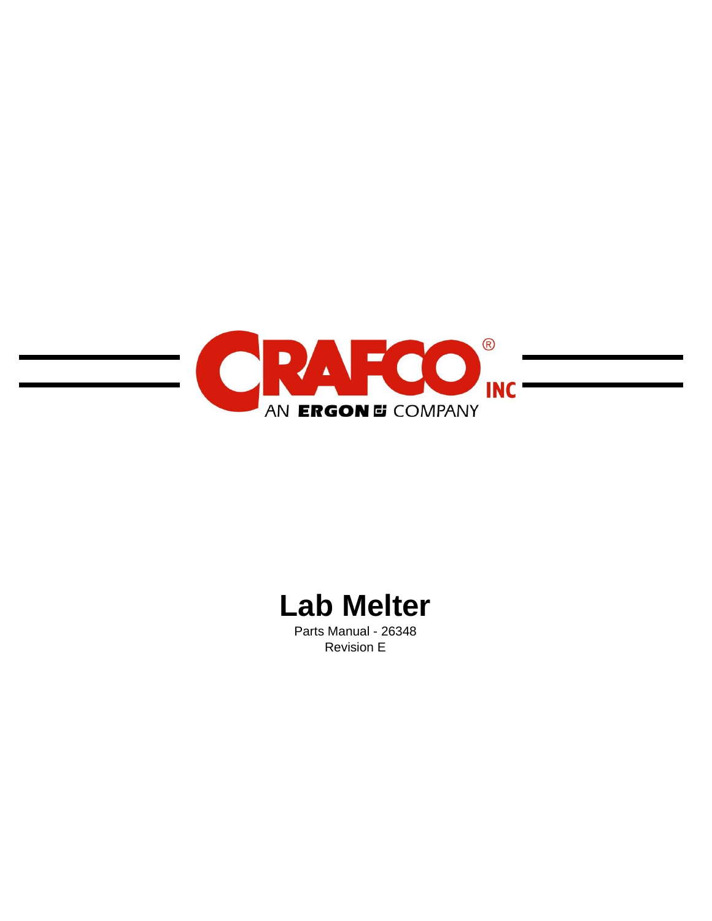CRAFCO INC

AN ERGON COMPANY

# Lab Melter

Parts Manual - 26348

Revision E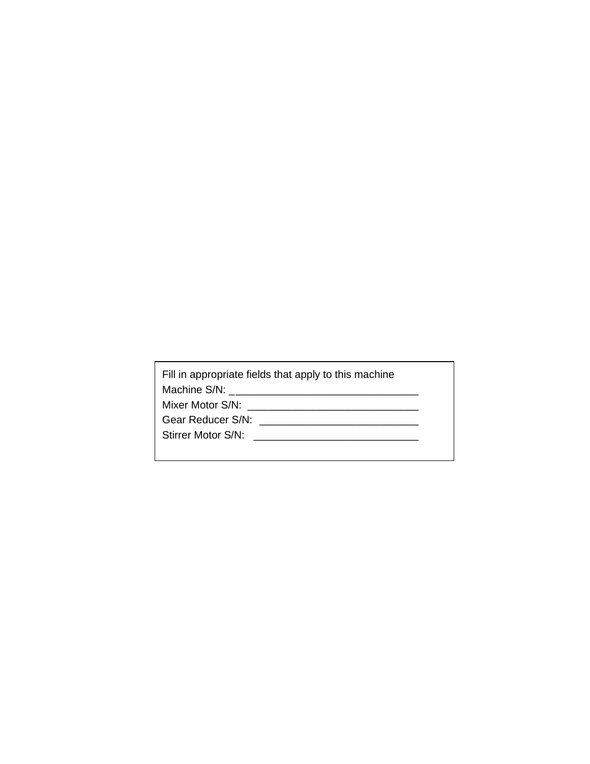Fill in appropriate fields that apply to this machine

Machine S/N: ________________________________

Mixer Motor S/N: ____________________________

Gear Reducer S/N: __________________________

Stirrer Motor S/N: ___________________________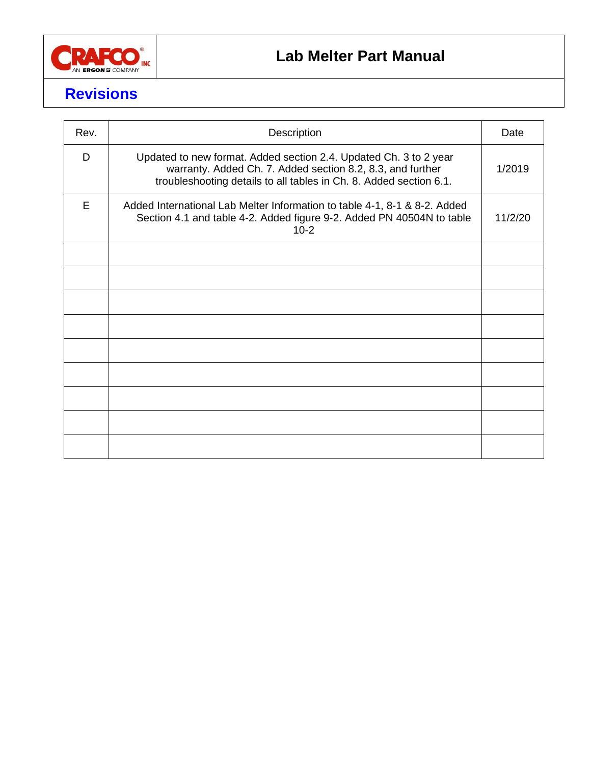## Revisions

| Rev. | Description | Date |
|---|---|---|
| D | Updated to new format. Added section 2.4. Updated Ch. 3 to 2 year warranty. Added Ch. 7. Added section 8.2, 8.3, and further troubleshooting details to all tables in Ch. 8. Added section 6.1. | 1/2019 |
| E | Added International Lab Melter Information to table 4-1, 8-1 & 8-2. Added Section 4.1 and table 4-2. Added figure 9-2. Added PN 40504N to table 10-2 | 11/2/20 |
| | | |
| | | |
| | | |
| | | |
| | | |
| | | |
| | | |
| | | |
| | | |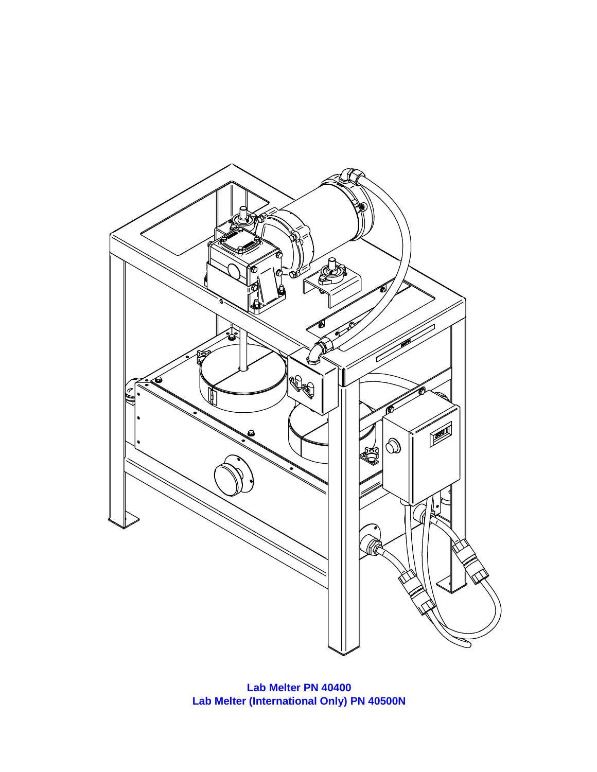**Lab Melter PN 40400**
**Lab Melter (International Only) PN 40500N**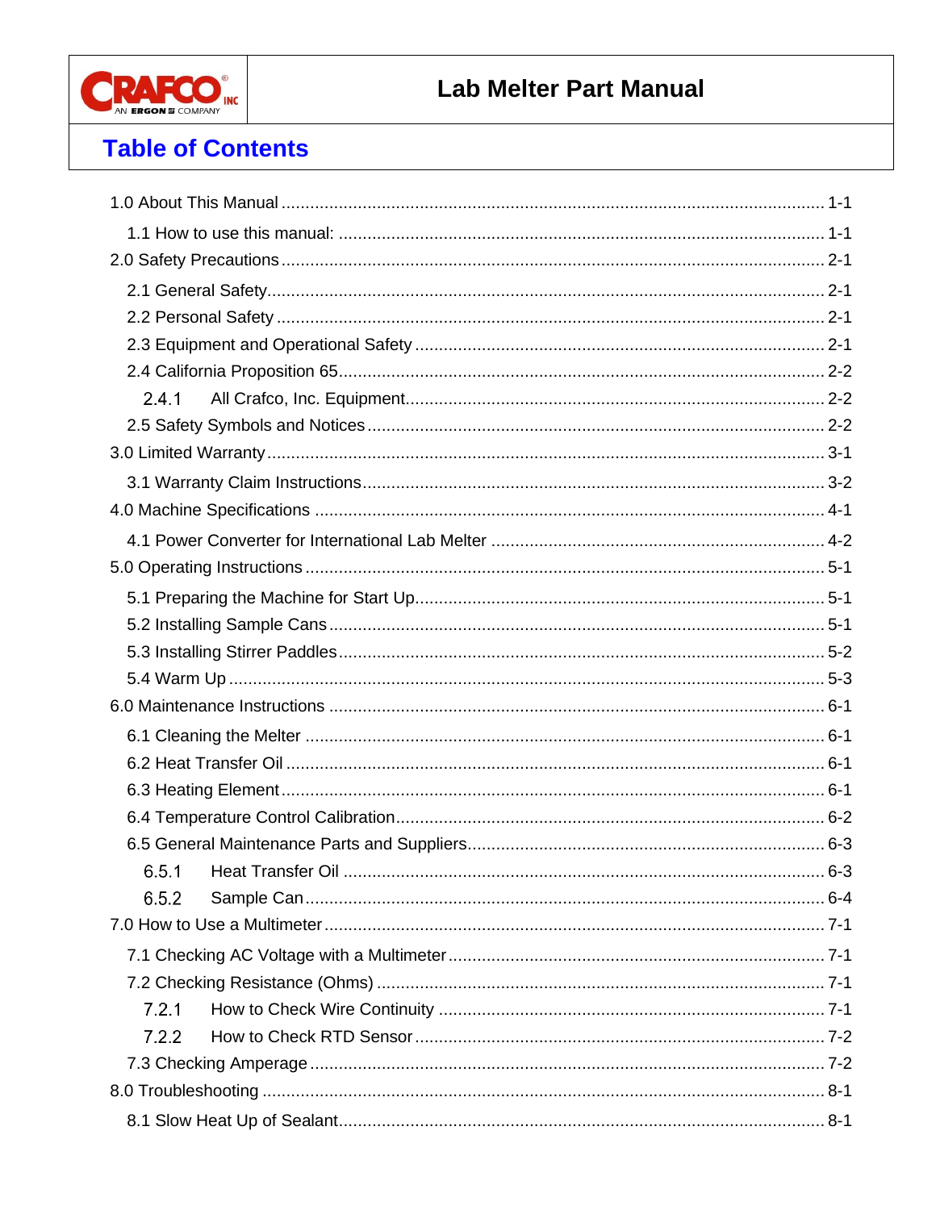## Table of Contents

1.0 About This Manual ........ 1-1

- 1.1 How to use this manual: ........ 1-1

2.0 Safety Precautions ........ 2-1

- 2.1 General Safety ........ 2-1
- 2.2 Personal Safety ........ 2-1
- 2.3 Equipment and Operational Safety ........ 2-1
- 2.4 California Proposition 65 ........ 2-2
  - 2.4.1 All Crafco, Inc. Equipment ........ 2-2
- 2.5 Safety Symbols and Notices ........ 2-2

3.0 Limited Warranty ........ 3-1

- 3.1 Warranty Claim Instructions ........ 3-2

4.0 Machine Specifications ........ 4-1

- 4.1 Power Converter for International Lab Melter ........ 4-2

5.0 Operating Instructions ........ 5-1

- 5.1 Preparing the Machine for Start Up ........ 5-1
- 5.2 Installing Sample Cans ........ 5-1
- 5.3 Installing Stirrer Paddles ........ 5-2
- 5.4 Warm Up ........ 5-3

6.0 Maintenance Instructions ........ 6-1

- 6.1 Cleaning the Melter ........ 6-1
- 6.2 Heat Transfer Oil ........ 6-1
- 6.3 Heating Element ........ 6-1
- 6.4 Temperature Control Calibration ........ 6-2
- 6.5 General Maintenance Parts and Suppliers ........ 6-3
  - 6.5.1 Heat Transfer Oil ........ 6-3
  - 6.5.2 Sample Can ........ 6-4

7.0 How to Use a Multimeter ........ 7-1

- 7.1 Checking AC Voltage with a Multimeter ........ 7-1
- 7.2 Checking Resistance (Ohms) ........ 7-1
  - 7.2.1 How to Check Wire Continuity ........ 7-1
  - 7.2.2 How to Check RTD Sensor ........ 7-2
- 7.3 Checking Amperage ........ 7-2

8.0 Troubleshooting ........ 8-1

- 8.1 Slow Heat Up of Sealant ........ 8-1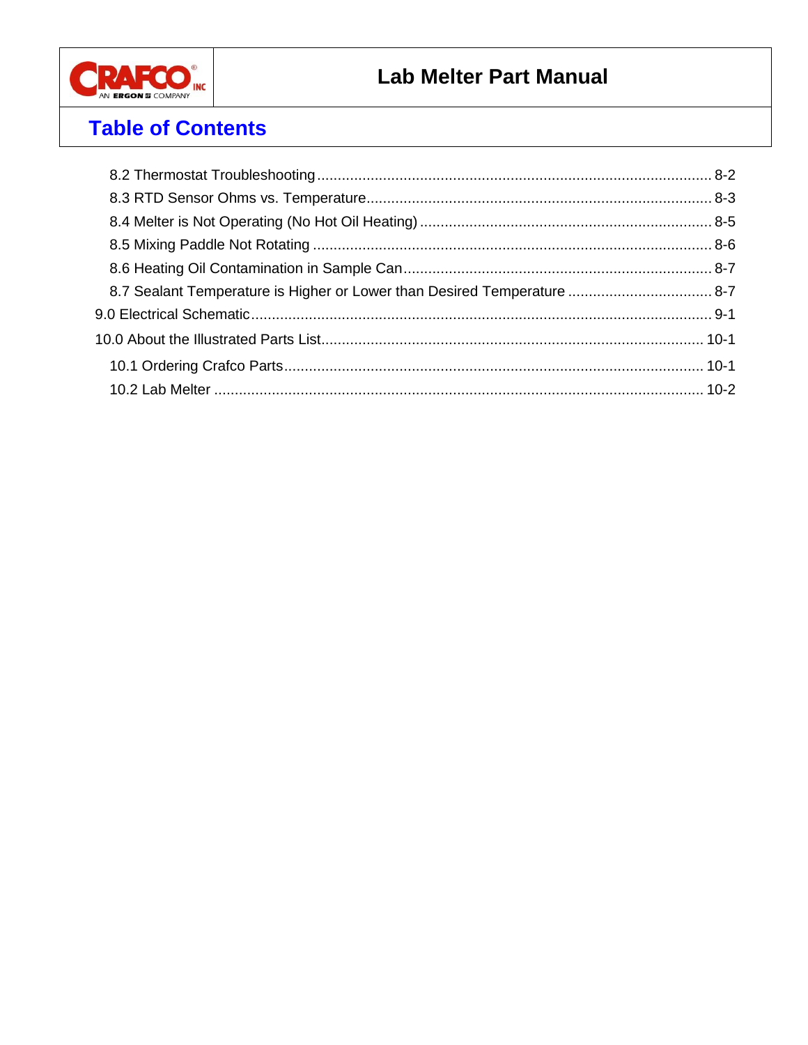## Table of Contents

- 8.2 Thermostat Troubleshooting ........ 8-2
- 8.3 RTD Sensor Ohms vs. Temperature ........ 8-3
- 8.4 Melter is Not Operating (No Hot Oil Heating) ........ 8-5
- 8.5 Mixing Paddle Not Rotating ........ 8-6
- 8.6 Heating Oil Contamination in Sample Can ........ 8-7
- 8.7 Sealant Temperature is Higher or Lower than Desired Temperature ........ 8-7

9.0 Electrical Schematic ........ 9-1

10.0 About the Illustrated Parts List ........ 10-1

- 10.1 Ordering Crafco Parts ........ 10-1
- 10.2 Lab Melter ........ 10-2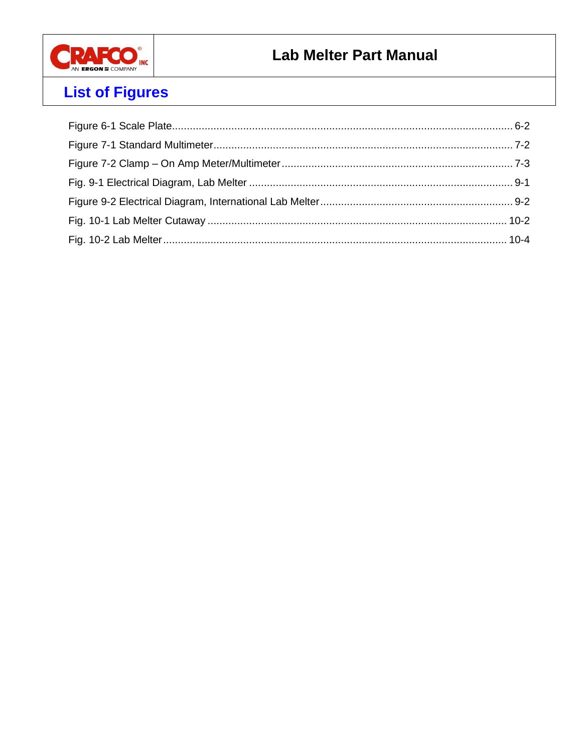# List of Figures

Figure 6-1 Scale Plate................................................................................................................... 6-2

Figure 7-1 Standard Multimeter..................................................................................................... 7-2

Figure 7-2 Clamp – On Amp Meter/Multimeter.............................................................................. 7-3

Fig. 9-1 Electrical Diagram, Lab Melter ........................................................................................ 9-1

Figure 9-2 Electrical Diagram, International Lab Melter................................................................ 9-2

Fig. 10-1 Lab Melter Cutaway .................................................................................................... 10-2

Fig. 10-2 Lab Melter................................................................................................................... 10-4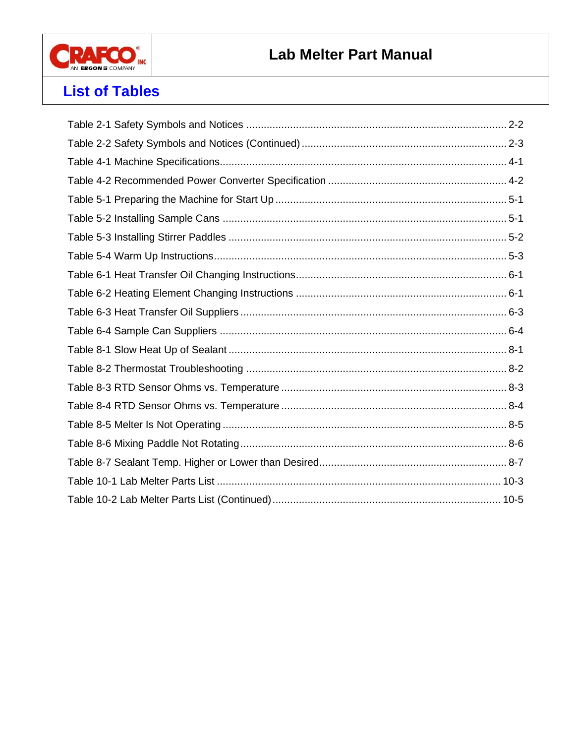# List of Tables

Table 2-1 Safety Symbols and Notices ........................................................................................ 2-2
Table 2-2 Safety Symbols and Notices (Continued) ..................................................................... 2-3
Table 4-1 Machine Specifications................................................................................................. 4-1
Table 4-2 Recommended Power Converter Specification ............................................................ 4-2
Table 5-1 Preparing the Machine for Start Up .............................................................................. 5-1
Table 5-2 Installing Sample Cans ................................................................................................ 5-1
Table 5-3 Installing Stirrer Paddles .............................................................................................. 5-2
Table 5-4 Warm Up Instructions................................................................................................... 5-3
Table 6-1 Heat Transfer Oil Changing Instructions....................................................................... 6-1
Table 6-2 Heating Element Changing Instructions ....................................................................... 6-1
Table 6-3 Heat Transfer Oil Suppliers .......................................................................................... 6-3
Table 6-4 Sample Can Suppliers ................................................................................................. 6-4
Table 8-1 Slow Heat Up of Sealant .............................................................................................. 8-1
Table 8-2 Thermostat Troubleshooting ........................................................................................ 8-2
Table 8-3 RTD Sensor Ohms vs. Temperature ............................................................................ 8-3
Table 8-4 RTD Sensor Ohms vs. Temperature ............................................................................ 8-4
Table 8-5 Melter Is Not Operating ................................................................................................ 8-5
Table 8-6 Mixing Paddle Not Rotating.......................................................................................... 8-6
Table 8-7 Sealant Temp. Higher or Lower than Desired................................................................ 8-7
Table 10-1 Lab Melter Parts List ................................................................................................ 10-3
Table 10-2 Lab Melter Parts List (Continued) ............................................................................. 10-5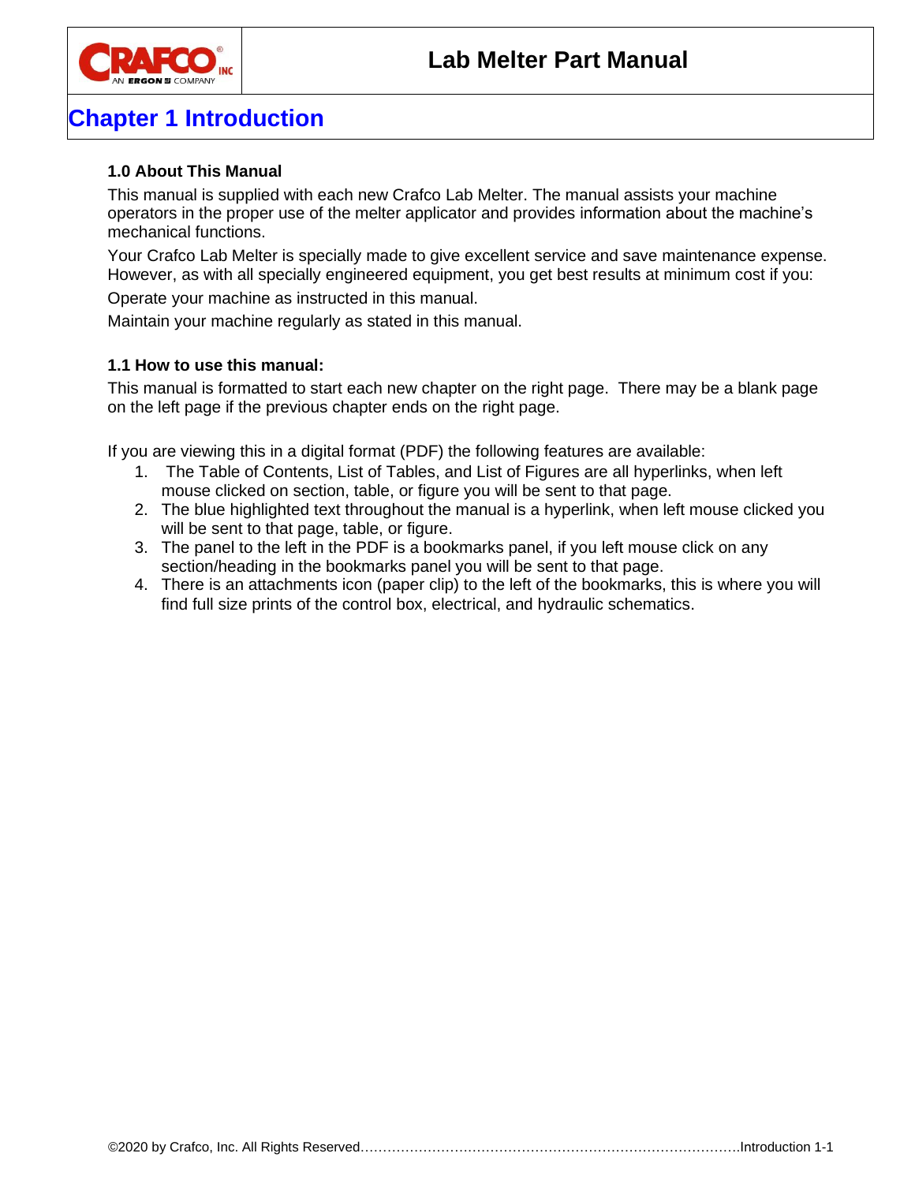# Chapter 1 Introduction

### 1.0 About This Manual

This manual is supplied with each new Crafco Lab Melter. The manual assists your machine operators in the proper use of the melter applicator and provides information about the machine's mechanical functions.

Your Crafco Lab Melter is specially made to give excellent service and save maintenance expense. However, as with all specially engineered equipment, you get best results at minimum cost if you:

Operate your machine as instructed in this manual.

Maintain your machine regularly as stated in this manual.

### 1.1 How to use this manual:

This manual is formatted to start each new chapter on the right page. There may be a blank page on the left page if the previous chapter ends on the right page.

If you are viewing this in a digital format (PDF) the following features are available:

1. The Table of Contents, List of Tables, and List of Figures are all hyperlinks, when left mouse clicked on section, table, or figure you will be sent to that page.
2. The blue highlighted text throughout the manual is a hyperlink, when left mouse clicked you will be sent to that page, table, or figure.
3. The panel to the left in the PDF is a bookmarks panel, if you left mouse click on any section/heading in the bookmarks panel you will be sent to that page.
4. There is an attachments icon (paper clip) to the left of the bookmarks, this is where you will find full size prints of the control box, electrical, and hydraulic schematics.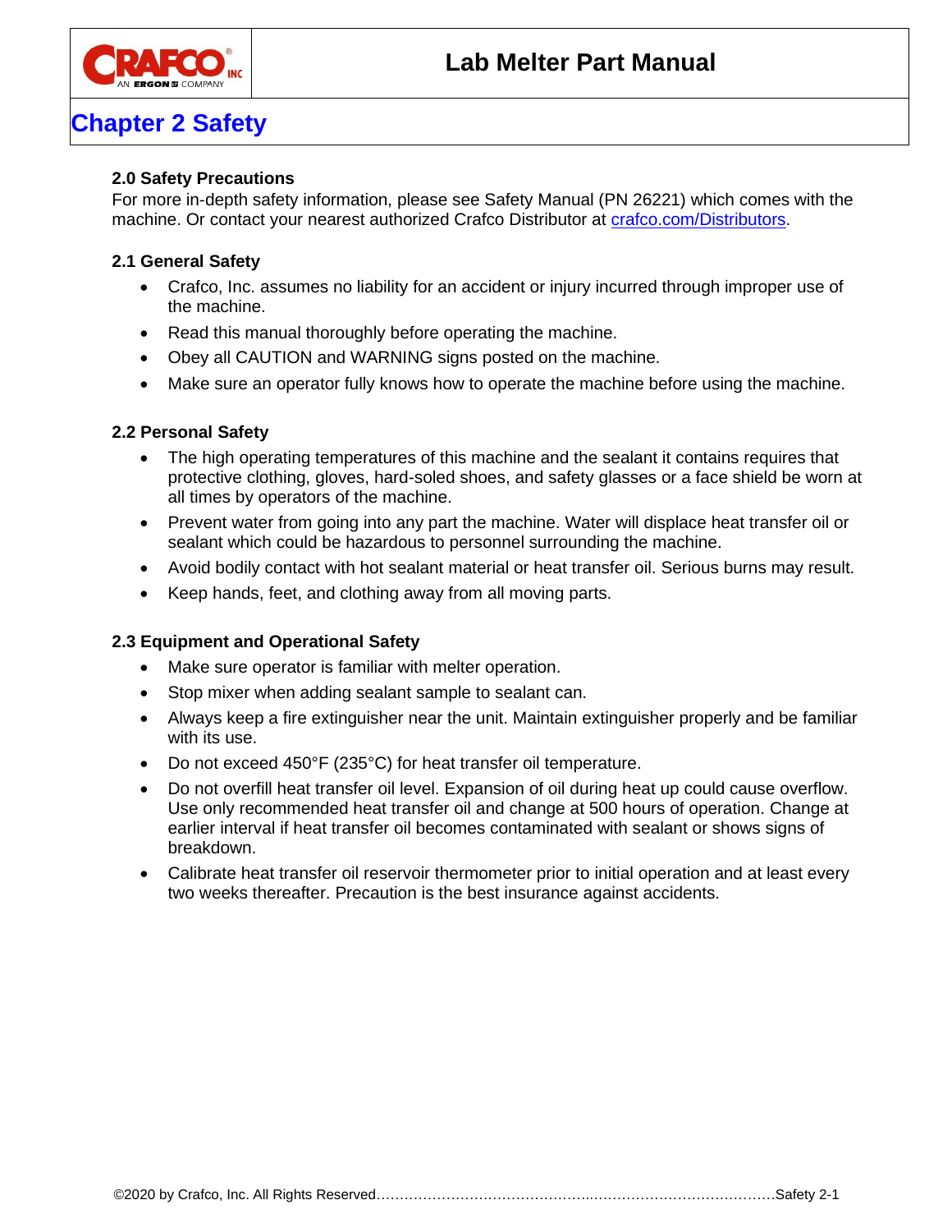# Chapter 2 Safety

### 2.0 Safety Precautions

For more in-depth safety information, please see Safety Manual (PN 26221) which comes with the machine. Or contact your nearest authorized Crafco Distributor at [crafco.com/Distributors](crafco.com/Distributors).

### 2.1 General Safety

- Crafco, Inc. assumes no liability for an accident or injury incurred through improper use of the machine.
- Read this manual thoroughly before operating the machine.
- Obey all CAUTION and WARNING signs posted on the machine.
- Make sure an operator fully knows how to operate the machine before using the machine.

### 2.2 Personal Safety

- The high operating temperatures of this machine and the sealant it contains requires that protective clothing, gloves, hard-soled shoes, and safety glasses or a face shield be worn at all times by operators of the machine.
- Prevent water from going into any part the machine. Water will displace heat transfer oil or sealant which could be hazardous to personnel surrounding the machine.
- Avoid bodily contact with hot sealant material or heat transfer oil. Serious burns may result.
- Keep hands, feet, and clothing away from all moving parts.

### 2.3 Equipment and Operational Safety

- Make sure operator is familiar with melter operation.
- Stop mixer when adding sealant sample to sealant can.
- Always keep a fire extinguisher near the unit. Maintain extinguisher properly and be familiar with its use.
- Do not exceed 450°F (235°C) for heat transfer oil temperature.
- Do not overfill heat transfer oil level. Expansion of oil during heat up could cause overflow. Use only recommended heat transfer oil and change at 500 hours of operation. Change at earlier interval if heat transfer oil becomes contaminated with sealant or shows signs of breakdown.
- Calibrate heat transfer oil reservoir thermometer prior to initial operation and at least every two weeks thereafter. Precaution is the best insurance against accidents.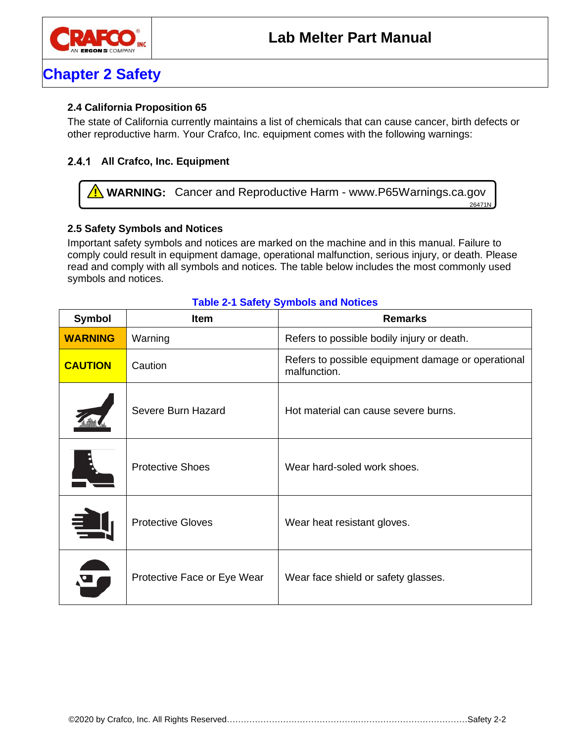# Chapter 2 Safety

### 2.4 California Proposition 65

The state of California currently maintains a list of chemicals that can cause cancer, birth defects or other reproductive harm. Your Crafco, Inc. equipment comes with the following warnings:

#### 2.4.1 All Crafco, Inc. Equipment

**WARNING:** Cancer and Reproductive Harm - www.P65Warnings.ca.gov
26471N

### 2.5 Safety Symbols and Notices

Important safety symbols and notices are marked on the machine and in this manual. Failure to comply could result in equipment damage, operational malfunction, serious injury, or death. Please read and comply with all symbols and notices. The table below includes the most commonly used symbols and notices.

**Table 2-1 Safety Symbols and Notices**

| Symbol | Item | Remarks |
| --- | --- | --- |
| **WARNING** | Warning | Refers to possible bodily injury or death. |
| **CAUTION** | Caution | Refers to possible equipment damage or operational malfunction. |
| | Severe Burn Hazard | Hot material can cause severe burns. |
| | Protective Shoes | Wear hard-soled work shoes. |
| | Protective Gloves | Wear heat resistant gloves. |
| | Protective Face or Eye Wear | Wear face shield or safety glasses. |

©2020 by Crafco, Inc. All Rights Reserved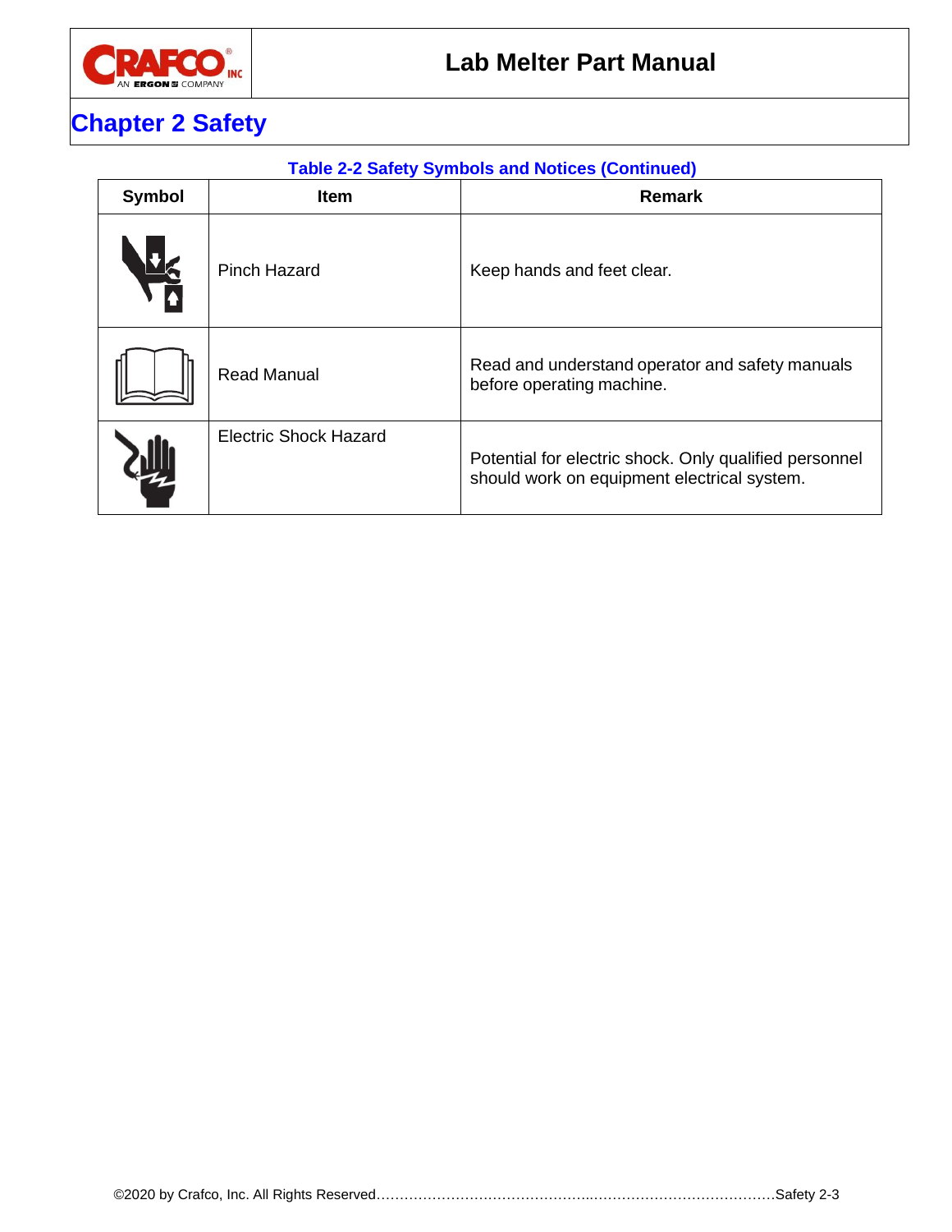# Chapter 2 Safety

**Table 2-2 Safety Symbols and Notices (Continued)**

| Symbol | Item | Remark |
|---|---|---|
| | Pinch Hazard | Keep hands and feet clear. |
| | Read Manual | Read and understand operator and safety manuals before operating machine. |
| | Electric Shock Hazard | Potential for electric shock. Only qualified personnel should work on equipment electrical system. |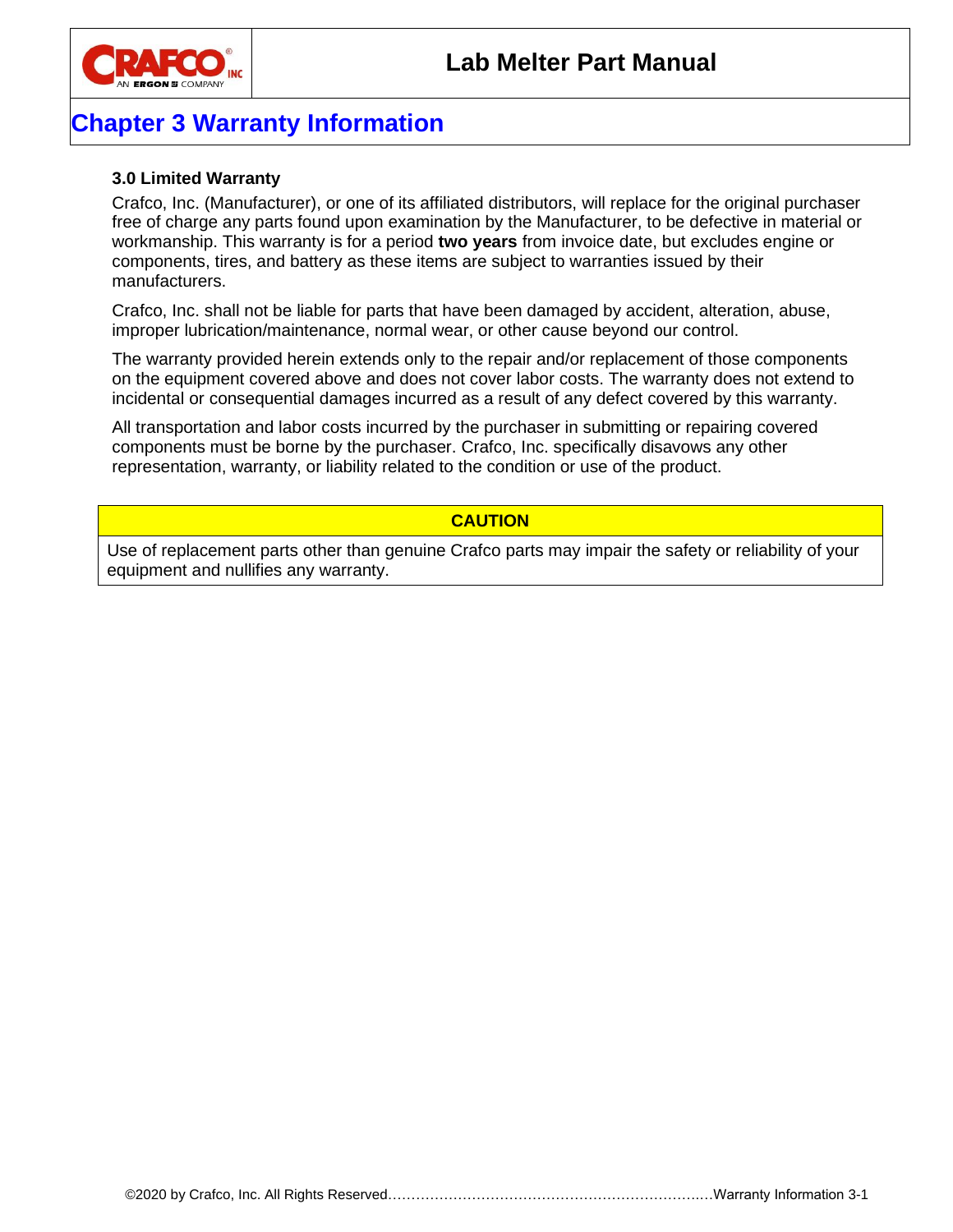# Chapter 3 Warranty Information

### 3.0 Limited Warranty

Crafco, Inc. (Manufacturer), or one of its affiliated distributors, will replace for the original purchaser free of charge any parts found upon examination by the Manufacturer, to be defective in material or workmanship. This warranty is for a period **two years** from invoice date, but excludes engine or components, tires, and battery as these items are subject to warranties issued by their manufacturers.

Crafco, Inc. shall not be liable for parts that have been damaged by accident, alteration, abuse, improper lubrication/maintenance, normal wear, or other cause beyond our control.

The warranty provided herein extends only to the repair and/or replacement of those components on the equipment covered above and does not cover labor costs. The warranty does not extend to incidental or consequential damages incurred as a result of any defect covered by this warranty.

All transportation and labor costs incurred by the purchaser in submitting or repairing covered components must be borne by the purchaser. Crafco, Inc. specifically disavows any other representation, warranty, or liability related to the condition or use of the product.

| CAUTION |
|---|
| Use of replacement parts other than genuine Crafco parts may impair the safety or reliability of your equipment and nullifies any warranty. |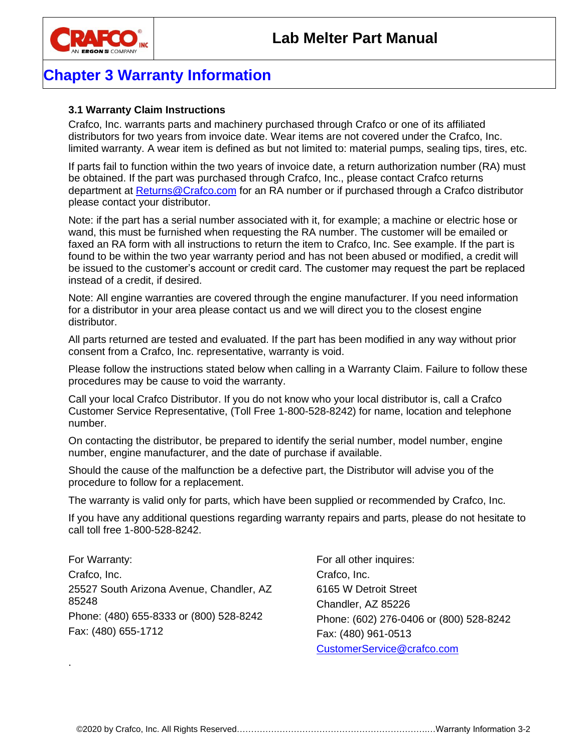# Chapter 3 Warranty Information

### 3.1 Warranty Claim Instructions

Crafco, Inc. warrants parts and machinery purchased through Crafco or one of its affiliated distributors for two years from invoice date. Wear items are not covered under the Crafco, Inc. limited warranty. A wear item is defined as but not limited to: material pumps, sealing tips, tires, etc.

If parts fail to function within the two years of invoice date, a return authorization number (RA) must be obtained. If the part was purchased through Crafco, Inc., please contact Crafco returns department at Returns@Crafco.com for an RA number or if purchased through a Crafco distributor please contact your distributor.

Note: if the part has a serial number associated with it, for example; a machine or electric hose or wand, this must be furnished when requesting the RA number. The customer will be emailed or faxed an RA form with all instructions to return the item to Crafco, Inc. See example. If the part is found to be within the two year warranty period and has not been abused or modified, a credit will be issued to the customer's account or credit card. The customer may request the part be replaced instead of a credit, if desired.

Note: All engine warranties are covered through the engine manufacturer. If you need information for a distributor in your area please contact us and we will direct you to the closest engine distributor.

All parts returned are tested and evaluated. If the part has been modified in any way without prior consent from a Crafco, Inc. representative, warranty is void.

Please follow the instructions stated below when calling in a Warranty Claim. Failure to follow these procedures may be cause to void the warranty.

Call your local Crafco Distributor. If you do not know who your local distributor is, call a Crafco Customer Service Representative, (Toll Free 1-800-528-8242) for name, location and telephone number.

On contacting the distributor, be prepared to identify the serial number, model number, engine number, engine manufacturer, and the date of purchase if available.

Should the cause of the malfunction be a defective part, the Distributor will advise you of the procedure to follow for a replacement.

The warranty is valid only for parts, which have been supplied or recommended by Crafco, Inc.

If you have any additional questions regarding warranty repairs and parts, please do not hesitate to call toll free 1-800-528-8242.

For Warranty:
Crafco, Inc.
25527 South Arizona Avenue, Chandler, AZ 85248
Phone: (480) 655-8333 or (800) 528-8242
Fax: (480) 655-1712

For all other inquires:
Crafco, Inc.
6165 W Detroit Street
Chandler, AZ 85226
Phone: (602) 276-0406 or (800) 528-8242
Fax: (480) 961-0513
CustomerService@crafco.com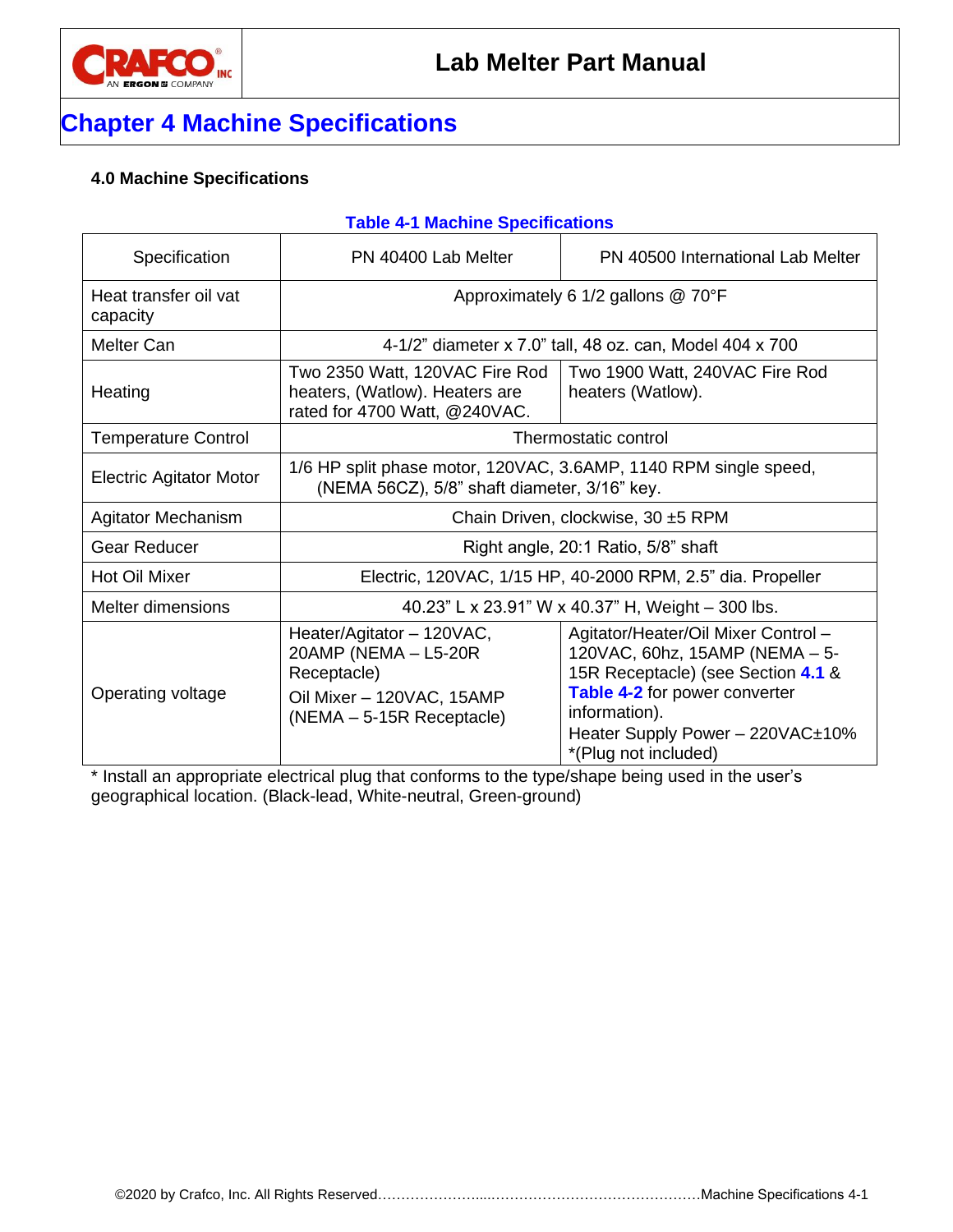# Chapter 4 Machine Specifications

### 4.0 Machine Specifications

**Table 4-1 Machine Specifications**

| Specification | PN 40400 Lab Melter | PN 40500 International Lab Melter |
|---|---|---|
| Heat transfer oil vat capacity | Approximately 6 1/2 gallons @ 70°F | |
| Melter Can | 4-1/2" diameter x 7.0" tall, 48 oz. can, Model 404 x 700 | |
| Heating | Two 2350 Watt, 120VAC Fire Rod heaters, (Watlow). Heaters are rated for 4700 Watt, @240VAC. | Two 1900 Watt, 240VAC Fire Rod heaters (Watlow). |
| Temperature Control | Thermostatic control | |
| Electric Agitator Motor | 1/6 HP split phase motor, 120VAC, 3.6AMP, 1140 RPM single speed, (NEMA 56CZ), 5/8" shaft diameter, 3/16" key. | |
| Agitator Mechanism | Chain Driven, clockwise, 30 ±5 RPM | |
| Gear Reducer | Right angle, 20:1 Ratio, 5/8" shaft | |
| Hot Oil Mixer | Electric, 120VAC, 1/15 HP, 40-2000 RPM, 2.5" dia. Propeller | |
| Melter dimensions | 40.23" L x 23.91" W x 40.37" H, Weight – 300 lbs. | |
| Operating voltage | Heater/Agitator – 120VAC, 20AMP (NEMA – L5-20R Receptacle)<br>Oil Mixer – 120VAC, 15AMP (NEMA – 5-15R Receptacle) | Agitator/Heater/Oil Mixer Control – 120VAC, 60hz, 15AMP (NEMA – 5-15R Receptacle) (see Section 4.1 & Table 4-2 for power converter information).<br>Heater Supply Power – 220VAC±10% *(Plug not included) |

* Install an appropriate electrical plug that conforms to the type/shape being used in the user's geographical location. (Black-lead, White-neutral, Green-ground)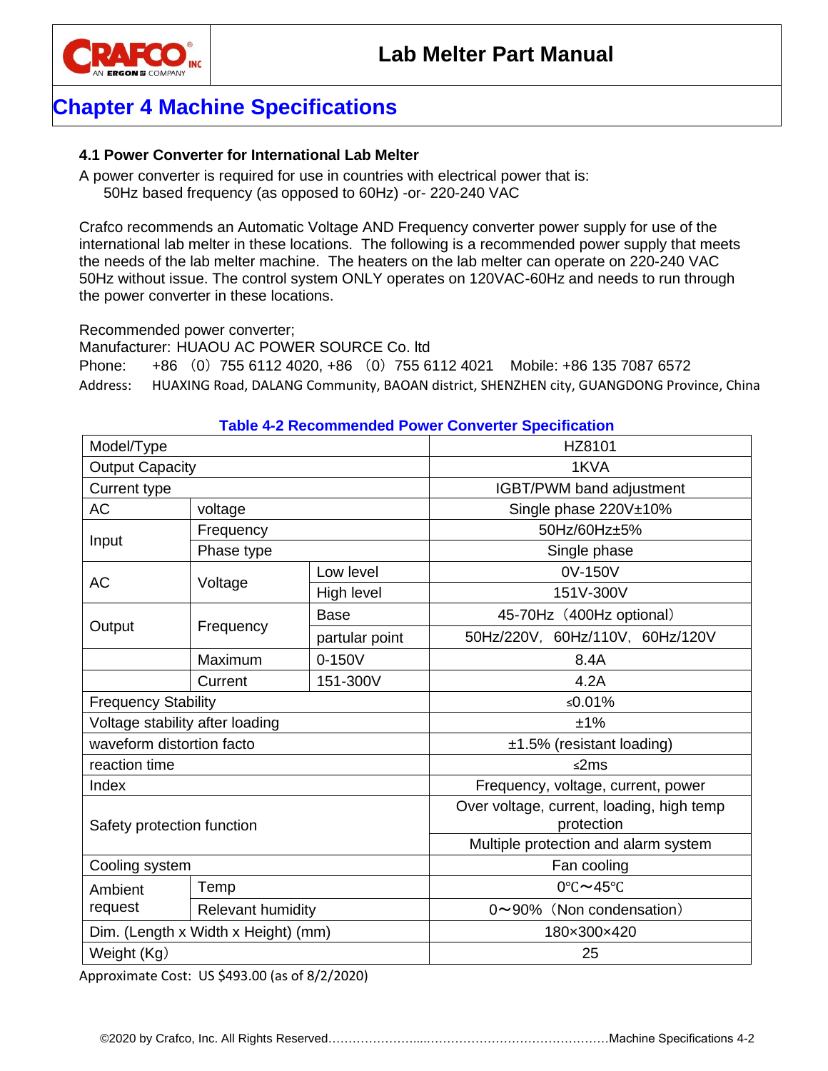# Chapter 4 Machine Specifications

### 4.1 Power Converter for International Lab Melter

A power converter is required for use in countries with electrical power that is:
  50Hz based frequency (as opposed to 60Hz) -or- 220-240 VAC

Crafco recommends an Automatic Voltage AND Frequency converter power supply for use of the international lab melter in these locations. The following is a recommended power supply that meets the needs of the lab melter machine. The heaters on the lab melter can operate on 220-240 VAC 50Hz without issue. The control system ONLY operates on 120VAC-60Hz and needs to run through the power converter in these locations.

Recommended power converter;
Manufacturer: HUAOU AC POWER SOURCE Co. ltd
Phone: +86 （0）755 6112 4020, +86 （0）755 6112 4021 Mobile: +86 135 7087 6572
Address: HUAXING Road, DALANG Community, BAOAN district, SHENZHEN city, GUANGDONG Province, China

**Table 4-2 Recommended Power Converter Specification**

| Model/Type | | | HZ8101 |
|---|---|---|---|
| Output Capacity | | | 1KVA |
| Current type | | | IGBT/PWM band adjustment |
| AC | voltage | | Single phase 220V±10% |
| Input | Frequency | | 50Hz/60Hz±5% |
| | Phase type | | Single phase |
| AC | Voltage | Low level | 0V-150V |
| | | High level | 151V-300V |
| Output | Frequency | Base | 45-70Hz（400Hz optional） |
| | | partular point | 50Hz/220V，60Hz/110V，60Hz/120V |
| | Maximum | 0-150V | 8.4A |
| | Current | 151-300V | 4.2A |
| Frequency Stability | | | ≤0.01% |
| Voltage stability after loading | | | ±1% |
| waveform distortion facto | | | ±1.5% (resistant loading) |
| reaction time | | | ≤2ms |
| Index | | | Frequency, voltage, current, power |
| Safety protection function | | | Over voltage, current, loading, high temp protection |
| | | | Multiple protection and alarm system |
| Cooling system | | | Fan cooling |
| Ambient request | Temp | | 0℃～45℃ |
| | Relevant humidity | | 0～90%（Non condensation） |
| Dim. (Length x Width x Height) (mm) | | | 180×300×420 |
| Weight (Kg) | | | 25 |

Approximate Cost: US $493.00 (as of 8/2/2020)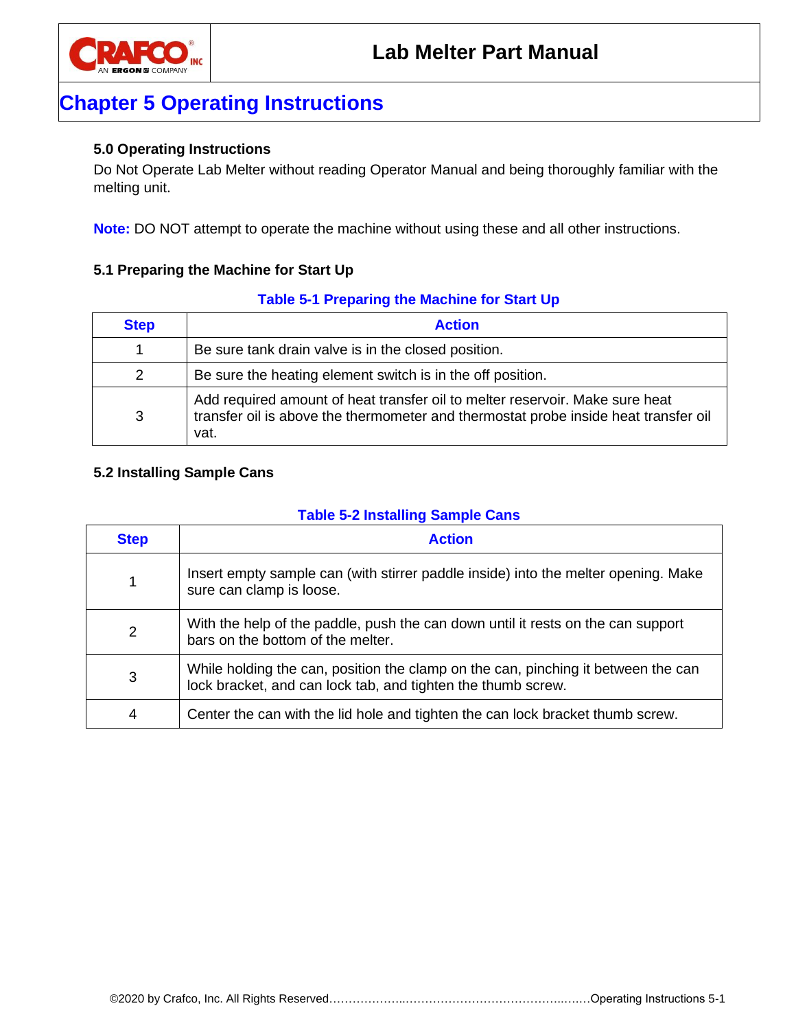# Chapter 5 Operating Instructions

### 5.0 Operating Instructions

Do Not Operate Lab Melter without reading Operator Manual and being thoroughly familiar with the melting unit.

**Note:** DO NOT attempt to operate the machine without using these and all other instructions.

### 5.1 Preparing the Machine for Start Up

**Table 5-1 Preparing the Machine for Start Up**

| Step | Action |
|---|---|
| 1 | Be sure tank drain valve is in the closed position. |
| 2 | Be sure the heating element switch is in the off position. |
| 3 | Add required amount of heat transfer oil to melter reservoir. Make sure heat transfer oil is above the thermometer and thermostat probe inside heat transfer oil vat. |

### 5.2 Installing Sample Cans

**Table 5-2 Installing Sample Cans**

| Step | Action |
|---|---|
| 1 | Insert empty sample can (with stirrer paddle inside) into the melter opening. Make sure can clamp is loose. |
| 2 | With the help of the paddle, push the can down until it rests on the can support bars on the bottom of the melter. |
| 3 | While holding the can, position the clamp on the can, pinching it between the can lock bracket, and can lock tab, and tighten the thumb screw. |
| 4 | Center the can with the lid hole and tighten the can lock bracket thumb screw. |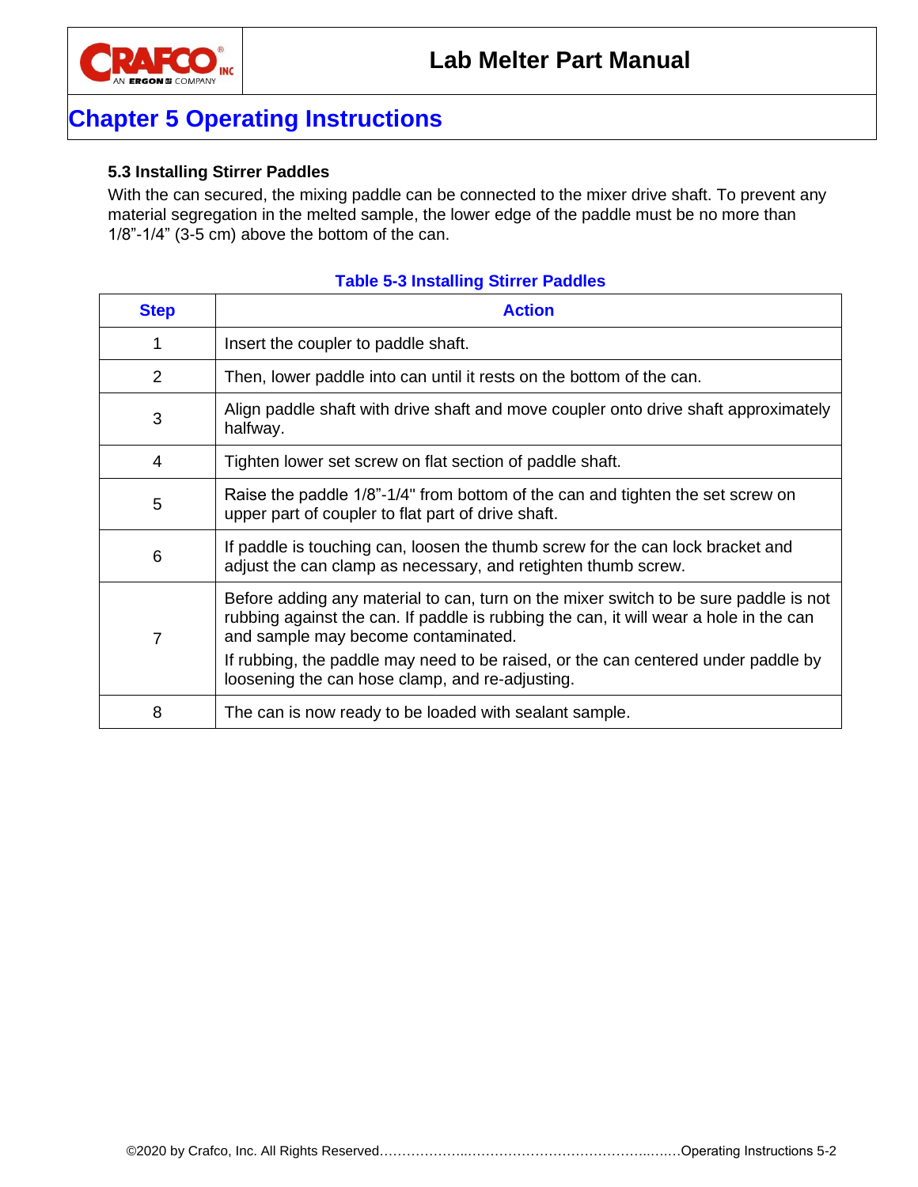# Chapter 5 Operating Instructions

### 5.3 Installing Stirrer Paddles

With the can secured, the mixing paddle can be connected to the mixer drive shaft. To prevent any material segregation in the melted sample, the lower edge of the paddle must be no more than 1/8”-1/4” (3-5 cm) above the bottom of the can.

**Table 5-3 Installing Stirrer Paddles**

| Step | Action |
|---|---|
| 1 | Insert the coupler to paddle shaft. |
| 2 | Then, lower paddle into can until it rests on the bottom of the can. |
| 3 | Align paddle shaft with drive shaft and move coupler onto drive shaft approximately halfway. |
| 4 | Tighten lower set screw on flat section of paddle shaft. |
| 5 | Raise the paddle 1/8”-1/4" from bottom of the can and tighten the set screw on upper part of coupler to flat part of drive shaft. |
| 6 | If paddle is touching can, loosen the thumb screw for the can lock bracket and adjust the can clamp as necessary, and retighten thumb screw. |
| 7 | Before adding any material to can, turn on the mixer switch to be sure paddle is not rubbing against the can. If paddle is rubbing the can, it will wear a hole in the can and sample may become contaminated. If rubbing, the paddle may need to be raised, or the can centered under paddle by loosening the can hose clamp, and re-adjusting. |
| 8 | The can is now ready to be loaded with sealant sample. |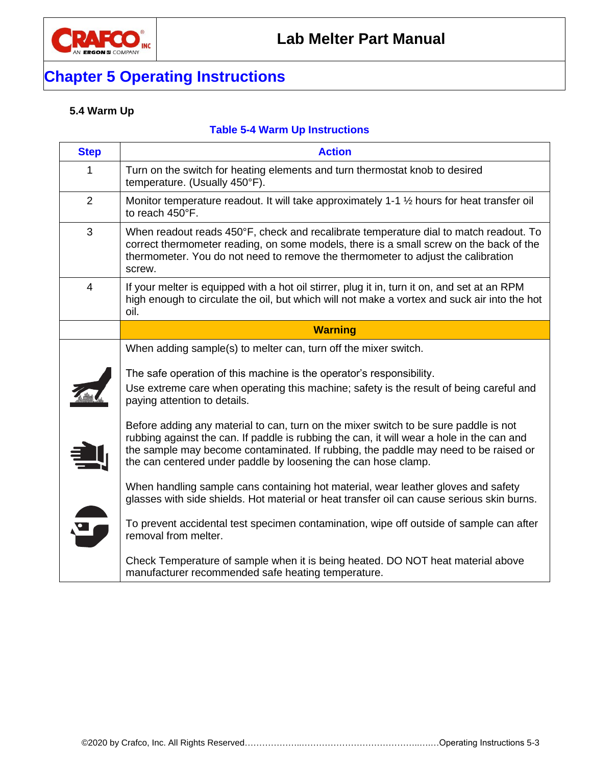# Chapter 5 Operating Instructions

### 5.4 Warm Up

**Table 5-4 Warm Up Instructions**

| Step | Action |
|---|---|
| 1 | Turn on the switch for heating elements and turn thermostat knob to desired temperature. (Usually 450°F). |
| 2 | Monitor temperature readout. It will take approximately 1-1 ½ hours for heat transfer oil to reach 450°F. |
| 3 | When readout reads 450°F, check and recalibrate temperature dial to match readout. To correct thermometer reading, on some models, there is a small screw on the back of the thermometer. You do not need to remove the thermometer to adjust the calibration screw. |
| 4 | If your melter is equipped with a hot oil stirrer, plug it in, turn it on, and set at an RPM high enough to circulate the oil, but which will not make a vortex and suck air into the hot oil. |
| | **Warning** |
| | When adding sample(s) to melter can, turn off the mixer switch.<br><br>The safe operation of this machine is the operator's responsibility.<br>Use extreme care when operating this machine; safety is the result of being careful and paying attention to details.<br><br>Before adding any material to can, turn on the mixer switch to be sure paddle is not rubbing against the can. If paddle is rubbing the can, it will wear a hole in the can and the sample may become contaminated. If rubbing, the paddle may need to be raised or the can centered under paddle by loosening the can hose clamp.<br><br>When handling sample cans containing hot material, wear leather gloves and safety glasses with side shields. Hot material or heat transfer oil can cause serious skin burns.<br><br>To prevent accidental test specimen contamination, wipe off outside of sample can after removal from melter.<br><br>Check Temperature of sample when it is being heated. DO NOT heat material above manufacturer recommended safe heating temperature. |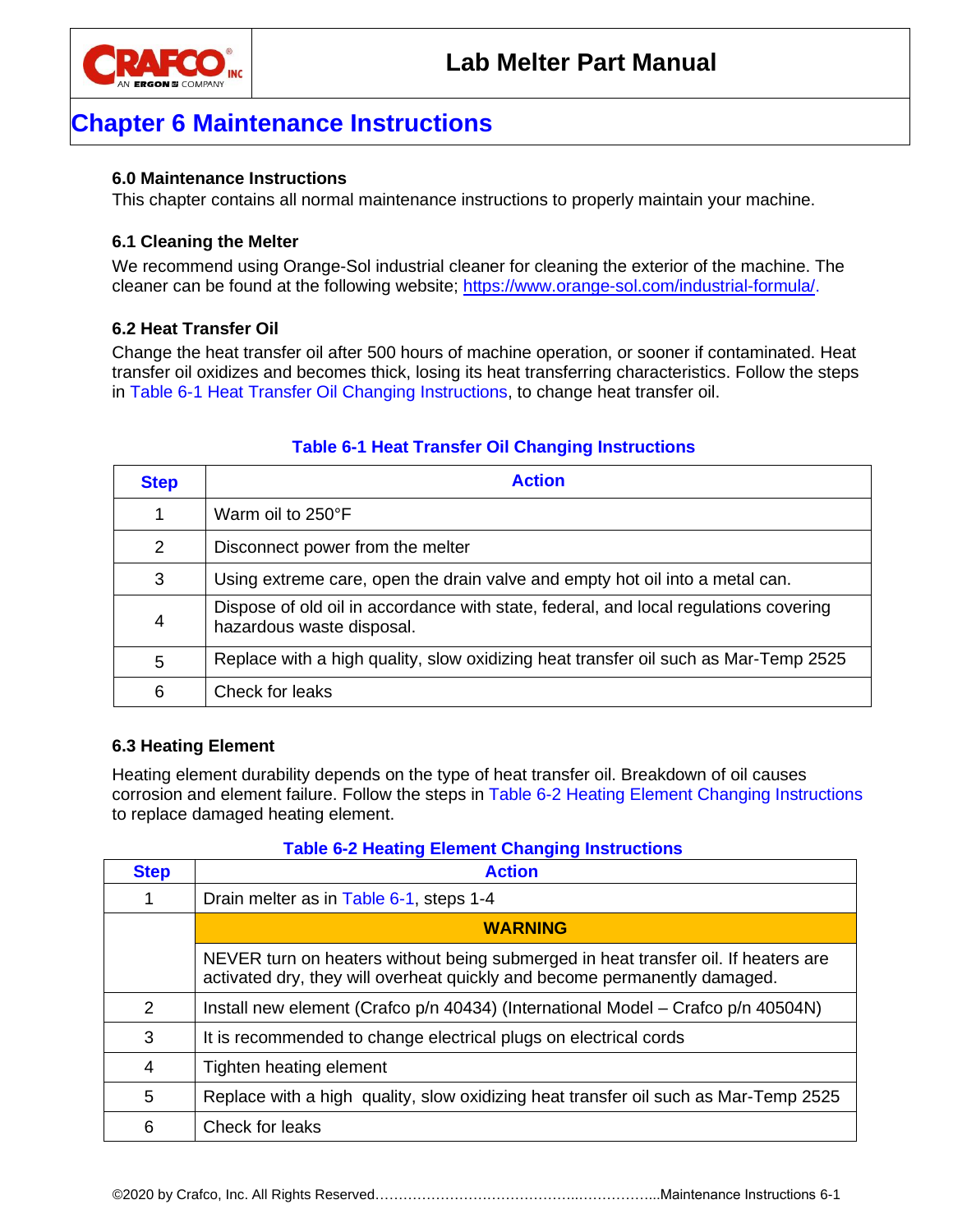# Chapter 6 Maintenance Instructions

### 6.0 Maintenance Instructions

This chapter contains all normal maintenance instructions to properly maintain your machine.

### 6.1 Cleaning the Melter

We recommend using Orange-Sol industrial cleaner for cleaning the exterior of the machine. The cleaner can be found at the following website; https://www.orange-sol.com/industrial-formula/.

### 6.2 Heat Transfer Oil

Change the heat transfer oil after 500 hours of machine operation, or sooner if contaminated. Heat transfer oil oxidizes and becomes thick, losing its heat transferring characteristics. Follow the steps in Table 6-1 Heat Transfer Oil Changing Instructions, to change heat transfer oil.

**Table 6-1 Heat Transfer Oil Changing Instructions**

| Step | Action |
|---|---|
| 1 | Warm oil to 250°F |
| 2 | Disconnect power from the melter |
| 3 | Using extreme care, open the drain valve and empty hot oil into a metal can. |
| 4 | Dispose of old oil in accordance with state, federal, and local regulations covering hazardous waste disposal. |
| 5 | Replace with a high quality, slow oxidizing heat transfer oil such as Mar-Temp 2525 |
| 6 | Check for leaks |

### 6.3 Heating Element

Heating element durability depends on the type of heat transfer oil. Breakdown of oil causes corrosion and element failure. Follow the steps in Table 6-2 Heating Element Changing Instructions to replace damaged heating element.

**Table 6-2 Heating Element Changing Instructions**

| Step | Action |
|---|---|
| 1 | Drain melter as in Table 6-1, steps 1-4 |
| | **WARNING** |
| | NEVER turn on heaters without being submerged in heat transfer oil. If heaters are activated dry, they will overheat quickly and become permanently damaged. |
| 2 | Install new element (Crafco p/n 40434) (International Model – Crafco p/n 40504N) |
| 3 | It is recommended to change electrical plugs on electrical cords |
| 4 | Tighten heating element |
| 5 | Replace with a high quality, slow oxidizing heat transfer oil such as Mar-Temp 2525 |
| 6 | Check for leaks |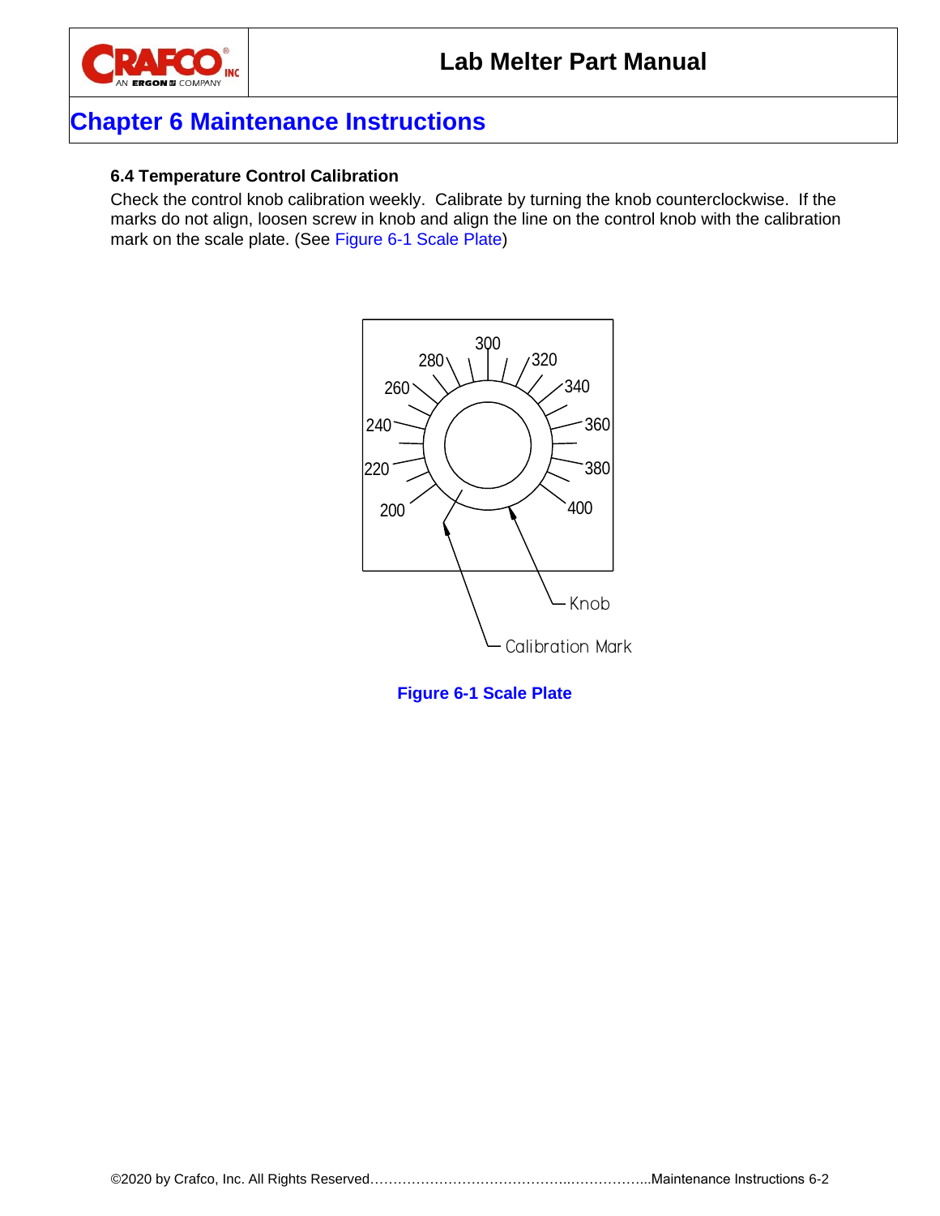# Chapter 6 Maintenance Instructions

### 6.4 Temperature Control Calibration

Check the control knob calibration weekly. Calibrate by turning the knob counterclockwise. If the marks do not align, loosen screw in knob and align the line on the control knob with the calibration mark on the scale plate. (See Figure 6-1 Scale Plate)

Figure 6-1 Scale Plate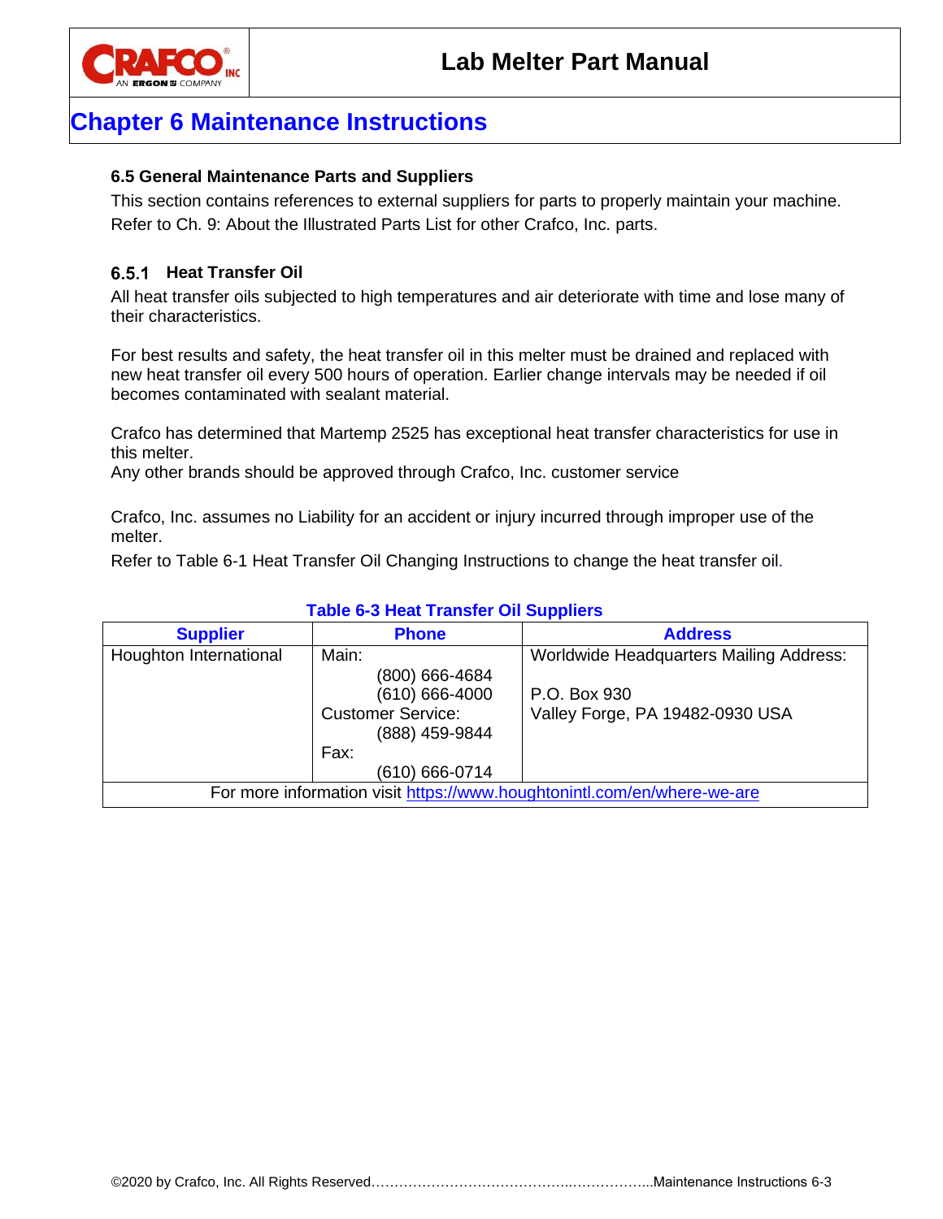# Chapter 6 Maintenance Instructions

### 6.5 General Maintenance Parts and Suppliers

This section contains references to external suppliers for parts to properly maintain your machine. Refer to Ch. 9: About the Illustrated Parts List for other Crafco, Inc. parts.

#### 6.5.1 Heat Transfer Oil

All heat transfer oils subjected to high temperatures and air deteriorate with time and lose many of their characteristics.

For best results and safety, the heat transfer oil in this melter must be drained and replaced with new heat transfer oil every 500 hours of operation. Earlier change intervals may be needed if oil becomes contaminated with sealant material.

Crafco has determined that Martemp 2525 has exceptional heat transfer characteristics for use in this melter.
Any other brands should be approved through Crafco, Inc. customer service

Crafco, Inc. assumes no Liability for an accident or injury incurred through improper use of the melter.

Refer to Table 6-1 Heat Transfer Oil Changing Instructions to change the heat transfer oil.

**Table 6-3 Heat Transfer Oil Suppliers**

| Supplier | Phone | Address |
|---|---|---|
| Houghton International | Main:<br>(800) 666-4684<br>(610) 666-4000<br>Customer Service:<br>(888) 459-9844<br>Fax:<br>(610) 666-0714 | Worldwide Headquarters Mailing Address:<br><br>P.O. Box 930<br>Valley Forge, PA 19482-0930 USA |
| For more information visit https://www.houghtonintl.com/en/where-we-are | | |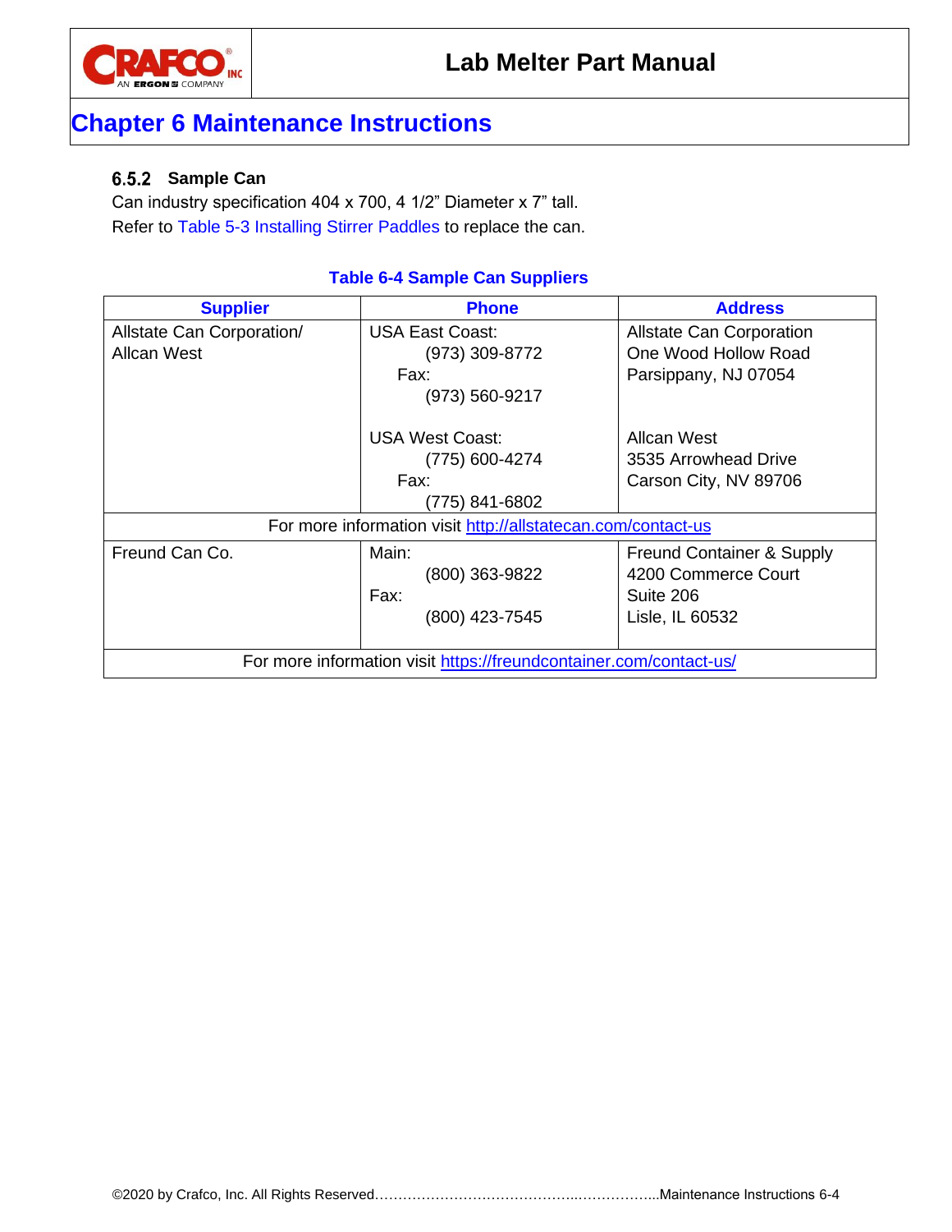# Chapter 6 Maintenance Instructions

### 6.5.2 Sample Can

Can industry specification 404 x 700, 4 1/2” Diameter x 7” tall.
Refer to Table 5-3 Installing Stirrer Paddles to replace the can.

**Table 6-4 Sample Can Suppliers**

| Supplier | Phone | Address |
|---|---|---|
| Allstate Can Corporation/ Allcan West | USA East Coast: (973) 309-8772 Fax: (973) 560-9217<br><br>USA West Coast: (775) 600-4274 Fax: (775) 841-6802 | Allstate Can Corporation One Wood Hollow Road Parsippany, NJ 07054<br><br>Allcan West 3535 Arrowhead Drive Carson City, NV 89706 |
| For more information visit http://allstatecan.com/contact-us | | |
| Freund Can Co. | Main: (800) 363-9822 Fax: (800) 423-7545 | Freund Container & Supply 4200 Commerce Court Suite 206 Lisle, IL 60532 |
| For more information visit https://freundcontainer.com/contact-us/ | | |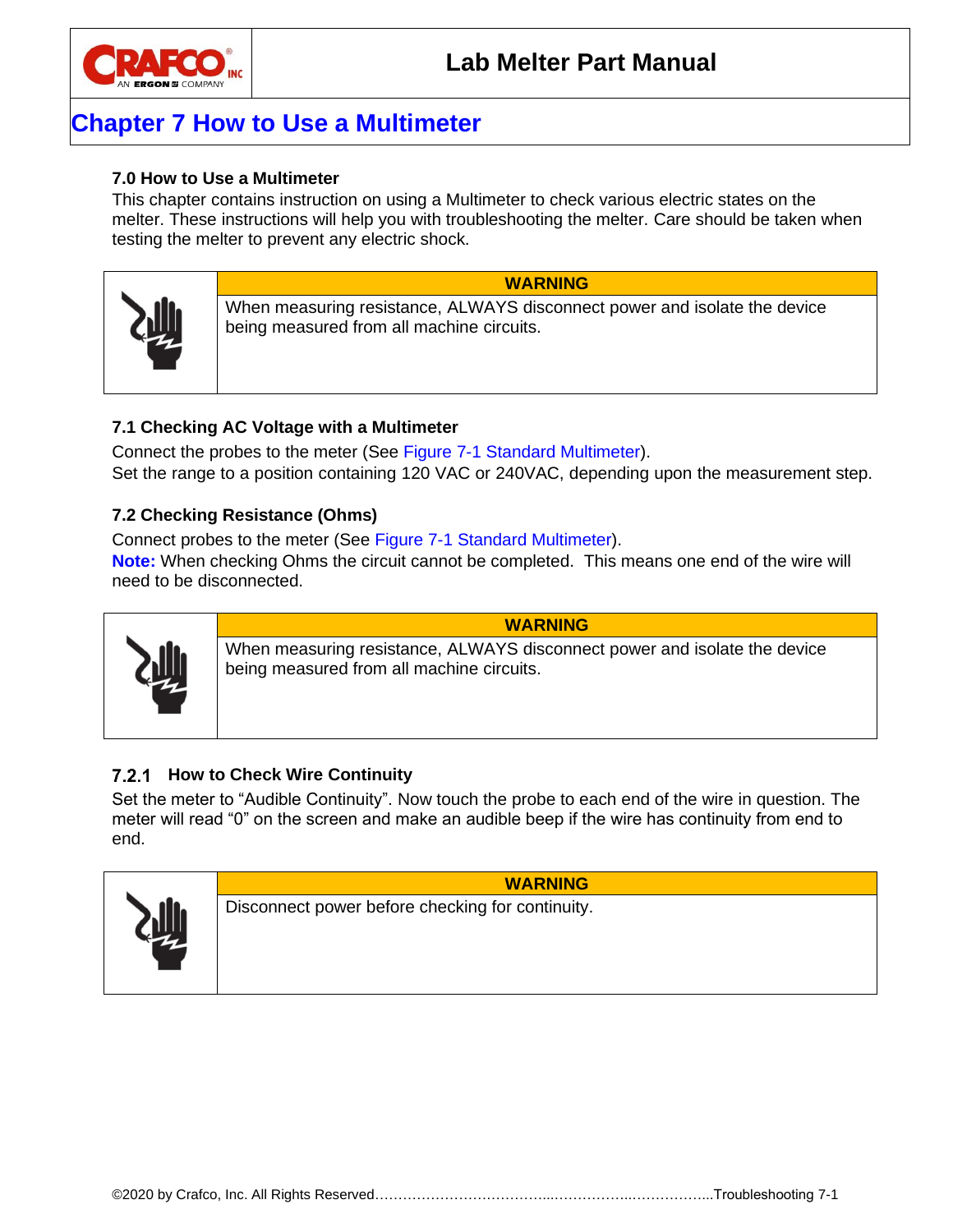# Chapter 7 How to Use a Multimeter

### 7.0 How to Use a Multimeter

This chapter contains instruction on using a Multimeter to check various electric states on the melter. These instructions will help you with troubleshooting the melter. Care should be taken when testing the melter to prevent any electric shock.

| | **WARNING** |
|---|---|
| | When measuring resistance, ALWAYS disconnect power and isolate the device being measured from all machine circuits. |

### 7.1 Checking AC Voltage with a Multimeter

Connect the probes to the meter (See Figure 7-1 Standard Multimeter).
Set the range to a position containing 120 VAC or 240VAC, depending upon the measurement step.

### 7.2 Checking Resistance (Ohms)

Connect probes to the meter (See Figure 7-1 Standard Multimeter).
**Note:** When checking Ohms the circuit cannot be completed. This means one end of the wire will need to be disconnected.

| | **WARNING** |
|---|---|
| | When measuring resistance, ALWAYS disconnect power and isolate the device being measured from all machine circuits. |

#### 7.2.1 How to Check Wire Continuity

Set the meter to "Audible Continuity". Now touch the probe to each end of the wire in question. The meter will read "0" on the screen and make an audible beep if the wire has continuity from end to end.

| | **WARNING** |
|---|---|
| | Disconnect power before checking for continuity. |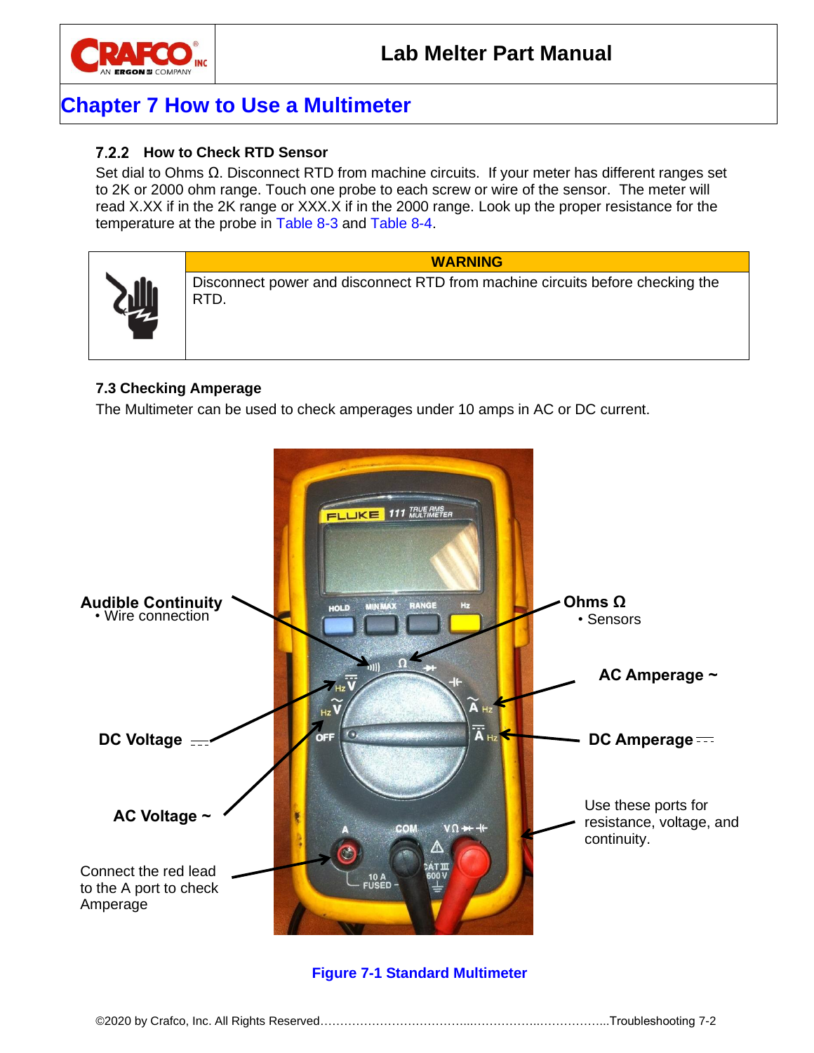## Chapter 7 How to Use a Multimeter

### 7.2.2 How to Check RTD Sensor

Set dial to Ohms Ω. Disconnect RTD from machine circuits. If your meter has different ranges set to 2K or 2000 ohm range. Touch one probe to each screw or wire of the sensor. The meter will read X.XX if in the 2K range or XXX.X if in the 2000 range. Look up the proper resistance for the temperature at the probe in Table 8-3 and Table 8-4.

| | WARNING |
|---|---|
| | Disconnect power and disconnect RTD from machine circuits before checking the RTD. |

### 7.3 Checking Amperage

The Multimeter can be used to check amperages under 10 amps in AC or DC current.

**Audible Continuity**
- Wire connection

**Ohms Ω**
- Sensors

**AC Amperage ~**

**DC Voltage**

**DC Amperage**

**AC Voltage ~**

Use these ports for resistance, voltage, and continuity.

Connect the red lead to the A port to check Amperage

**Figure 7-1 Standard Multimeter**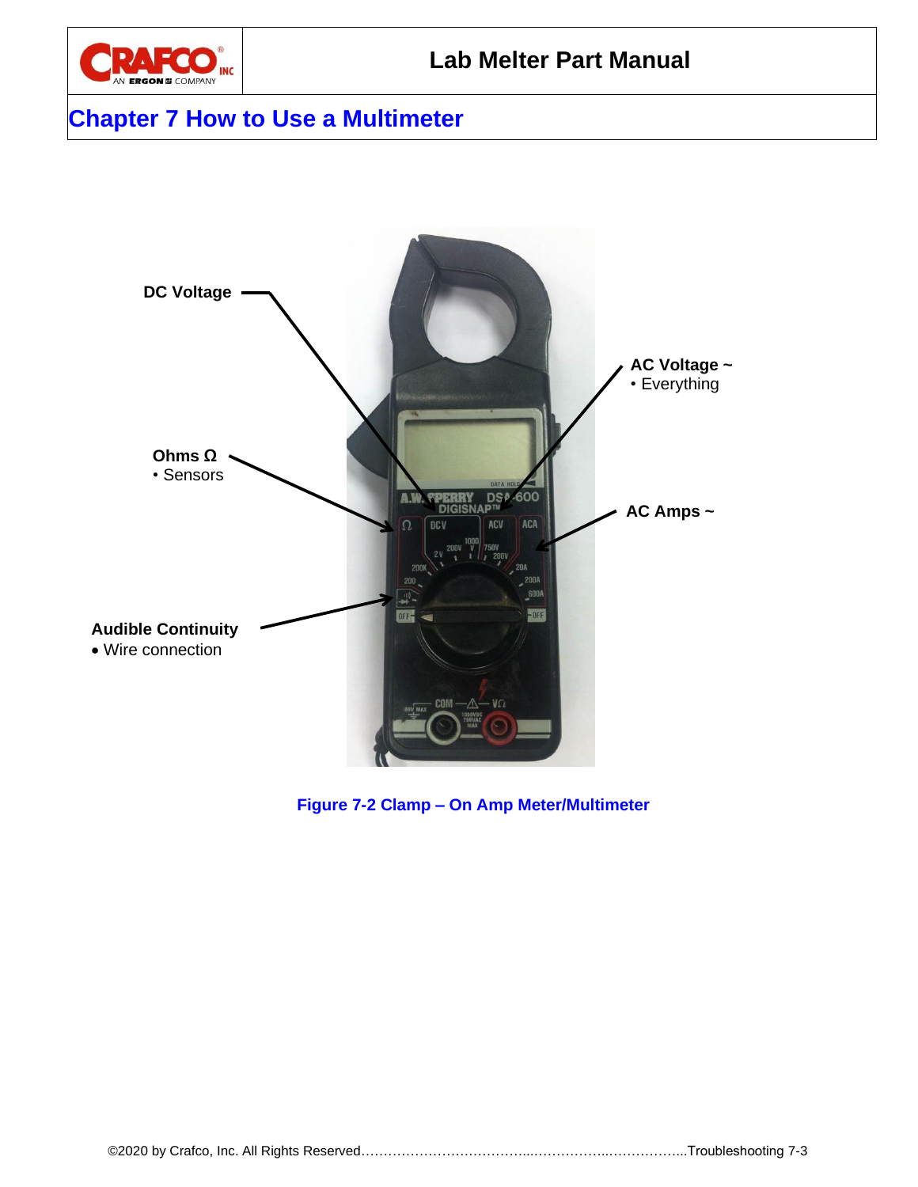# Chapter 7 How to Use a Multimeter

DC Voltage

AC Voltage ~
- Everything

Ohms Ω
- Sensors

AC Amps ~

Audible Continuity
- Wire connection

Figure 7-2 Clamp – On Amp Meter/Multimeter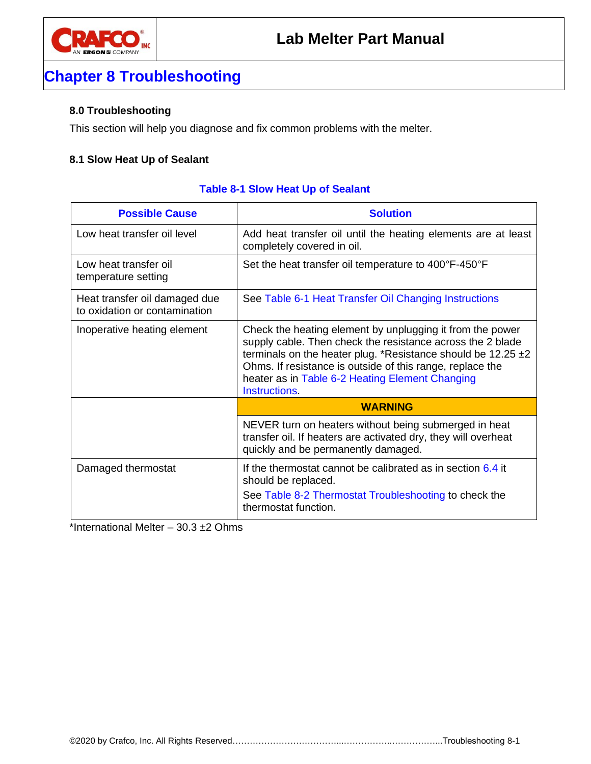# Chapter 8 Troubleshooting

### 8.0 Troubleshooting

This section will help you diagnose and fix common problems with the melter.

### 8.1 Slow Heat Up of Sealant

**Table 8-1 Slow Heat Up of Sealant**

| Possible Cause | Solution |
|---|---|
| Low heat transfer oil level | Add heat transfer oil until the heating elements are at least completely covered in oil. |
| Low heat transfer oil temperature setting | Set the heat transfer oil temperature to 400°F-450°F |
| Heat transfer oil damaged due to oxidation or contamination | See Table 6-1 Heat Transfer Oil Changing Instructions |
| Inoperative heating element | Check the heating element by unplugging it from the power supply cable. Then check the resistance across the 2 blade terminals on the heater plug. *Resistance should be 12.25 ±2 Ohms. If resistance is outside of this range, replace the heater as in Table 6-2 Heating Element Changing Instructions. |
| | **WARNING** |
| | NEVER turn on heaters without being submerged in heat transfer oil. If heaters are activated dry, they will overheat quickly and be permanently damaged. |
| Damaged thermostat | If the thermostat cannot be calibrated as in section 6.4 it should be replaced. See Table 8-2 Thermostat Troubleshooting to check the thermostat function. |

*International Melter – 30.3 ±2 Ohms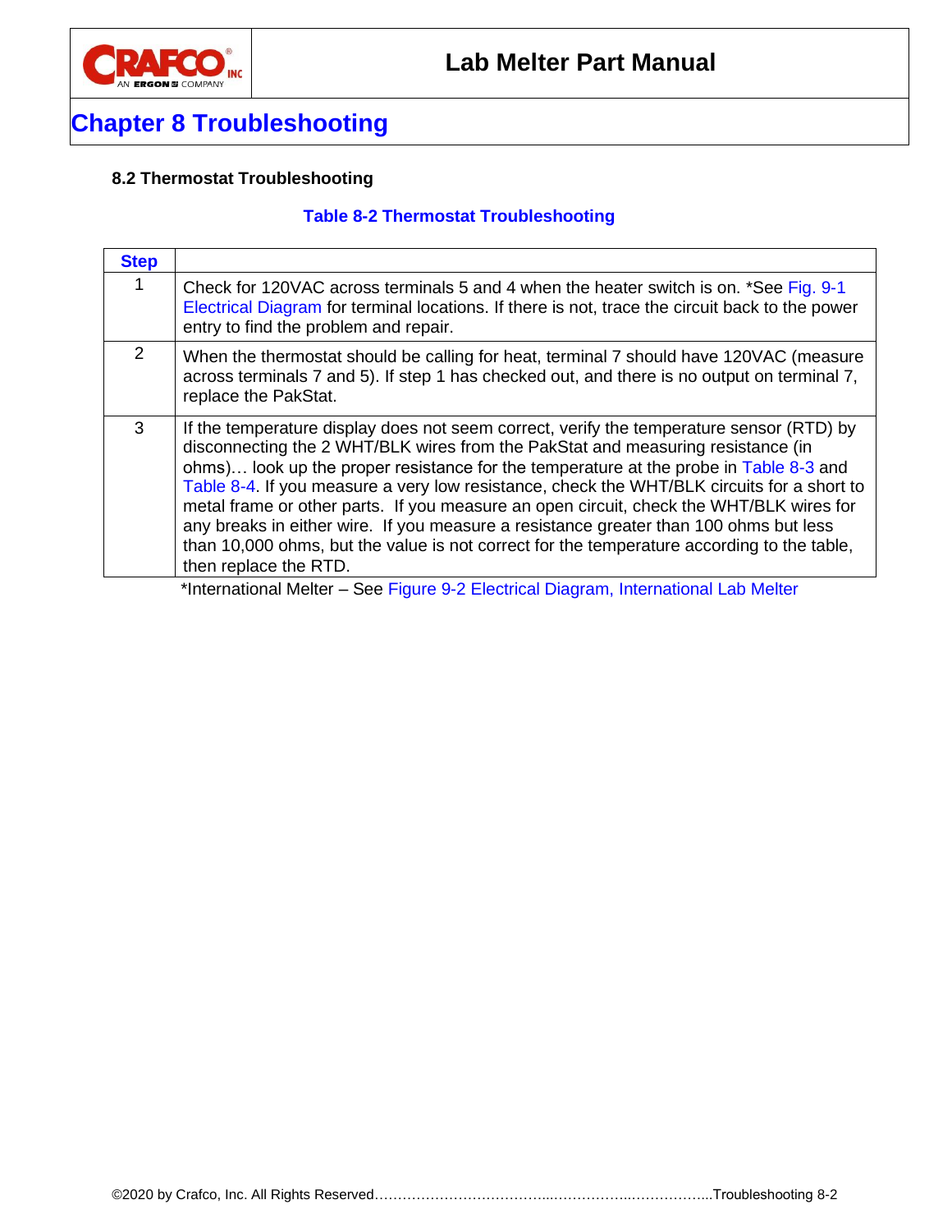# Chapter 8 Troubleshooting

### 8.2 Thermostat Troubleshooting

**Table 8-2 Thermostat Troubleshooting**

| Step | |
|---|---|
| 1 | Check for 120VAC across terminals 5 and 4 when the heater switch is on. *See Fig. 9-1 Electrical Diagram for terminal locations. If there is not, trace the circuit back to the power entry to find the problem and repair. |
| 2 | When the thermostat should be calling for heat, terminal 7 should have 120VAC (measure across terminals 7 and 5). If step 1 has checked out, and there is no output on terminal 7, replace the PakStat. |
| 3 | If the temperature display does not seem correct, verify the temperature sensor (RTD) by disconnecting the 2 WHT/BLK wires from the PakStat and measuring resistance (in ohms)… look up the proper resistance for the temperature at the probe in Table 8-3 and Table 8-4. If you measure a very low resistance, check the WHT/BLK circuits for a short to metal frame or other parts. If you measure an open circuit, check the WHT/BLK wires for any breaks in either wire. If you measure a resistance greater than 100 ohms but less than 10,000 ohms, but the value is not correct for the temperature according to the table, then replace the RTD. |

*International Melter – See Figure 9-2 Electrical Diagram, International Lab Melter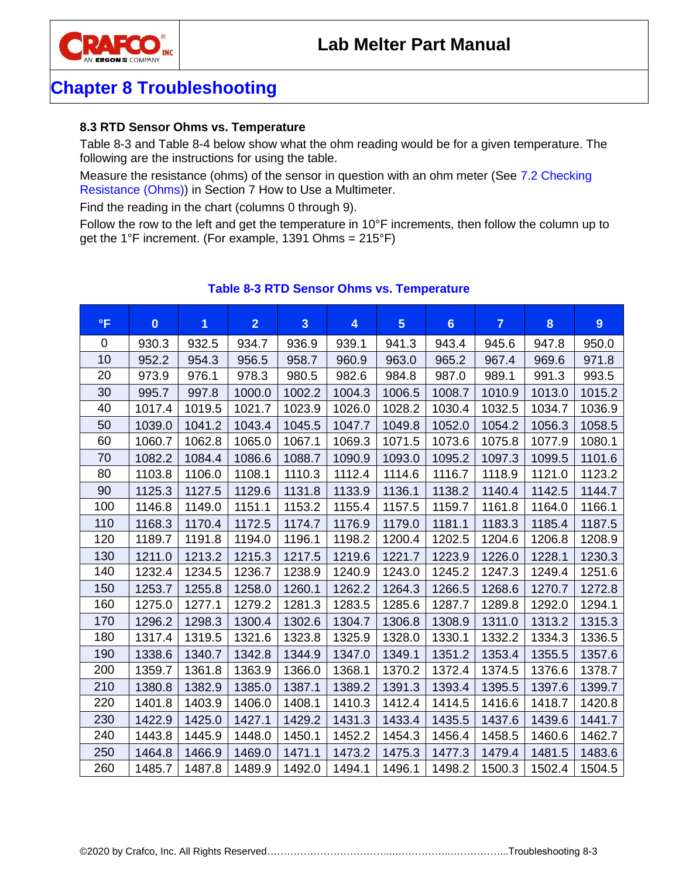## Chapter 8 Troubleshooting

### 8.3 RTD Sensor Ohms vs. Temperature

Table 8-3 and Table 8-4 below show what the ohm reading would be for a given temperature. The following are the instructions for using the table.

Measure the resistance (ohms) of the sensor in question with an ohm meter (See 7.2 Checking Resistance (Ohms)) in Section 7 How to Use a Multimeter.

Find the reading in the chart (columns 0 through 9).

Follow the row to the left and get the temperature in 10°F increments, then follow the column up to get the 1°F increment. (For example, 1391 Ohms = 215°F)

**Table 8-3 RTD Sensor Ohms vs. Temperature**

| °F | 0 | 1 | 2 | 3 | 4 | 5 | 6 | 7 | 8 | 9 |
|---|---|---|---|---|---|---|---|---|---|---|
| 0 | 930.3 | 932.5 | 934.7 | 936.9 | 939.1 | 941.3 | 943.4 | 945.6 | 947.8 | 950.0 |
| 10 | 952.2 | 954.3 | 956.5 | 958.7 | 960.9 | 963.0 | 965.2 | 967.4 | 969.6 | 971.8 |
| 20 | 973.9 | 976.1 | 978.3 | 980.5 | 982.6 | 984.8 | 987.0 | 989.1 | 991.3 | 993.5 |
| 30 | 995.7 | 997.8 | 1000.0 | 1002.2 | 1004.3 | 1006.5 | 1008.7 | 1010.9 | 1013.0 | 1015.2 |
| 40 | 1017.4 | 1019.5 | 1021.7 | 1023.9 | 1026.0 | 1028.2 | 1030.4 | 1032.5 | 1034.7 | 1036.9 |
| 50 | 1039.0 | 1041.2 | 1043.4 | 1045.5 | 1047.7 | 1049.8 | 1052.0 | 1054.2 | 1056.3 | 1058.5 |
| 60 | 1060.7 | 1062.8 | 1065.0 | 1067.1 | 1069.3 | 1071.5 | 1073.6 | 1075.8 | 1077.9 | 1080.1 |
| 70 | 1082.2 | 1084.4 | 1086.6 | 1088.7 | 1090.9 | 1093.0 | 1095.2 | 1097.3 | 1099.5 | 1101.6 |
| 80 | 1103.8 | 1106.0 | 1108.1 | 1110.3 | 1112.4 | 1114.6 | 1116.7 | 1118.9 | 1121.0 | 1123.2 |
| 90 | 1125.3 | 1127.5 | 1129.6 | 1131.8 | 1133.9 | 1136.1 | 1138.2 | 1140.4 | 1142.5 | 1144.7 |
| 100 | 1146.8 | 1149.0 | 1151.1 | 1153.2 | 1155.4 | 1157.5 | 1159.7 | 1161.8 | 1164.0 | 1166.1 |
| 110 | 1168.3 | 1170.4 | 1172.5 | 1174.7 | 1176.9 | 1179.0 | 1181.1 | 1183.3 | 1185.4 | 1187.5 |
| 120 | 1189.7 | 1191.8 | 1194.0 | 1196.1 | 1198.2 | 1200.4 | 1202.5 | 1204.6 | 1206.8 | 1208.9 |
| 130 | 1211.0 | 1213.2 | 1215.3 | 1217.5 | 1219.6 | 1221.7 | 1223.9 | 1226.0 | 1228.1 | 1230.3 |
| 140 | 1232.4 | 1234.5 | 1236.7 | 1238.9 | 1240.9 | 1243.0 | 1245.2 | 1247.3 | 1249.4 | 1251.6 |
| 150 | 1253.7 | 1255.8 | 1258.0 | 1260.1 | 1262.2 | 1264.3 | 1266.5 | 1268.6 | 1270.7 | 1272.8 |
| 160 | 1275.0 | 1277.1 | 1279.2 | 1281.3 | 1283.5 | 1285.6 | 1287.7 | 1289.8 | 1292.0 | 1294.1 |
| 170 | 1296.2 | 1298.3 | 1300.4 | 1302.6 | 1304.7 | 1306.8 | 1308.9 | 1311.0 | 1313.2 | 1315.3 |
| 180 | 1317.4 | 1319.5 | 1321.6 | 1323.8 | 1325.9 | 1328.0 | 1330.1 | 1332.2 | 1334.3 | 1336.5 |
| 190 | 1338.6 | 1340.7 | 1342.8 | 1344.9 | 1347.0 | 1349.1 | 1351.2 | 1353.4 | 1355.5 | 1357.6 |
| 200 | 1359.7 | 1361.8 | 1363.9 | 1366.0 | 1368.1 | 1370.2 | 1372.4 | 1374.5 | 1376.6 | 1378.7 |
| 210 | 1380.8 | 1382.9 | 1385.0 | 1387.1 | 1389.2 | 1391.3 | 1393.4 | 1395.5 | 1397.6 | 1399.7 |
| 220 | 1401.8 | 1403.9 | 1406.0 | 1408.1 | 1410.3 | 1412.4 | 1414.5 | 1416.6 | 1418.7 | 1420.8 |
| 230 | 1422.9 | 1425.0 | 1427.1 | 1429.2 | 1431.3 | 1433.4 | 1435.5 | 1437.6 | 1439.6 | 1441.7 |
| 240 | 1443.8 | 1445.9 | 1448.0 | 1450.1 | 1452.2 | 1454.3 | 1456.4 | 1458.5 | 1460.6 | 1462.7 |
| 250 | 1464.8 | 1466.9 | 1469.0 | 1471.1 | 1473.2 | 1475.3 | 1477.3 | 1479.4 | 1481.5 | 1483.6 |
| 260 | 1485.7 | 1487.8 | 1489.9 | 1492.0 | 1494.1 | 1496.1 | 1498.2 | 1500.3 | 1502.4 | 1504.5 |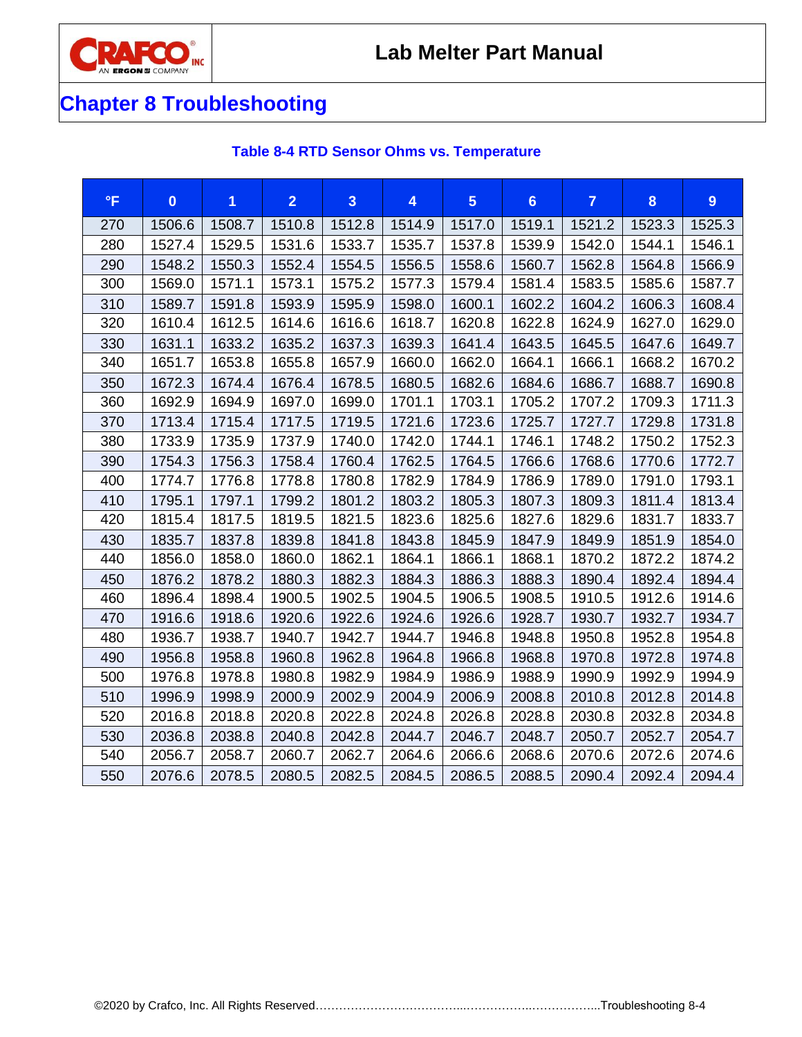# Chapter 8 Troubleshooting

**Table 8-4 RTD Sensor Ohms vs. Temperature**

| °F | 0 | 1 | 2 | 3 | 4 | 5 | 6 | 7 | 8 | 9 |
|---|---|---|---|---|---|---|---|---|---|---|
| 270 | 1506.6 | 1508.7 | 1510.8 | 1512.8 | 1514.9 | 1517.0 | 1519.1 | 1521.2 | 1523.3 | 1525.3 |
| 280 | 1527.4 | 1529.5 | 1531.6 | 1533.7 | 1535.7 | 1537.8 | 1539.9 | 1542.0 | 1544.1 | 1546.1 |
| 290 | 1548.2 | 1550.3 | 1552.4 | 1554.5 | 1556.5 | 1558.6 | 1560.7 | 1562.8 | 1564.8 | 1566.9 |
| 300 | 1569.0 | 1571.1 | 1573.1 | 1575.2 | 1577.3 | 1579.4 | 1581.4 | 1583.5 | 1585.6 | 1587.7 |
| 310 | 1589.7 | 1591.8 | 1593.9 | 1595.9 | 1598.0 | 1600.1 | 1602.2 | 1604.2 | 1606.3 | 1608.4 |
| 320 | 1610.4 | 1612.5 | 1614.6 | 1616.6 | 1618.7 | 1620.8 | 1622.8 | 1624.9 | 1627.0 | 1629.0 |
| 330 | 1631.1 | 1633.2 | 1635.2 | 1637.3 | 1639.3 | 1641.4 | 1643.5 | 1645.5 | 1647.6 | 1649.7 |
| 340 | 1651.7 | 1653.8 | 1655.8 | 1657.9 | 1660.0 | 1662.0 | 1664.1 | 1666.1 | 1668.2 | 1670.2 |
| 350 | 1672.3 | 1674.4 | 1676.4 | 1678.5 | 1680.5 | 1682.6 | 1684.6 | 1686.7 | 1688.7 | 1690.8 |
| 360 | 1692.9 | 1694.9 | 1697.0 | 1699.0 | 1701.1 | 1703.1 | 1705.2 | 1707.2 | 1709.3 | 1711.3 |
| 370 | 1713.4 | 1715.4 | 1717.5 | 1719.5 | 1721.6 | 1723.6 | 1725.7 | 1727.7 | 1729.8 | 1731.8 |
| 380 | 1733.9 | 1735.9 | 1737.9 | 1740.0 | 1742.0 | 1744.1 | 1746.1 | 1748.2 | 1750.2 | 1752.3 |
| 390 | 1754.3 | 1756.3 | 1758.4 | 1760.4 | 1762.5 | 1764.5 | 1766.6 | 1768.6 | 1770.6 | 1772.7 |
| 400 | 1774.7 | 1776.8 | 1778.8 | 1780.8 | 1782.9 | 1784.9 | 1786.9 | 1789.0 | 1791.0 | 1793.1 |
| 410 | 1795.1 | 1797.1 | 1799.2 | 1801.2 | 1803.2 | 1805.3 | 1807.3 | 1809.3 | 1811.4 | 1813.4 |
| 420 | 1815.4 | 1817.5 | 1819.5 | 1821.5 | 1823.6 | 1825.6 | 1827.6 | 1829.6 | 1831.7 | 1833.7 |
| 430 | 1835.7 | 1837.8 | 1839.8 | 1841.8 | 1843.8 | 1845.9 | 1847.9 | 1849.9 | 1851.9 | 1854.0 |
| 440 | 1856.0 | 1858.0 | 1860.0 | 1862.1 | 1864.1 | 1866.1 | 1868.1 | 1870.2 | 1872.2 | 1874.2 |
| 450 | 1876.2 | 1878.2 | 1880.3 | 1882.3 | 1884.3 | 1886.3 | 1888.3 | 1890.4 | 1892.4 | 1894.4 |
| 460 | 1896.4 | 1898.4 | 1900.5 | 1902.5 | 1904.5 | 1906.5 | 1908.5 | 1910.5 | 1912.6 | 1914.6 |
| 470 | 1916.6 | 1918.6 | 1920.6 | 1922.6 | 1924.6 | 1926.6 | 1928.7 | 1930.7 | 1932.7 | 1934.7 |
| 480 | 1936.7 | 1938.7 | 1940.7 | 1942.7 | 1944.7 | 1946.8 | 1948.8 | 1950.8 | 1952.8 | 1954.8 |
| 490 | 1956.8 | 1958.8 | 1960.8 | 1962.8 | 1964.8 | 1966.8 | 1968.8 | 1970.8 | 1972.8 | 1974.8 |
| 500 | 1976.8 | 1978.8 | 1980.8 | 1982.9 | 1984.9 | 1986.9 | 1988.9 | 1990.9 | 1992.9 | 1994.9 |
| 510 | 1996.9 | 1998.9 | 2000.9 | 2002.9 | 2004.9 | 2006.9 | 2008.8 | 2010.8 | 2012.8 | 2014.8 |
| 520 | 2016.8 | 2018.8 | 2020.8 | 2022.8 | 2024.8 | 2026.8 | 2028.8 | 2030.8 | 2032.8 | 2034.8 |
| 530 | 2036.8 | 2038.8 | 2040.8 | 2042.8 | 2044.7 | 2046.7 | 2048.7 | 2050.7 | 2052.7 | 2054.7 |
| 540 | 2056.7 | 2058.7 | 2060.7 | 2062.7 | 2064.6 | 2066.6 | 2068.6 | 2070.6 | 2072.6 | 2074.6 |
| 550 | 2076.6 | 2078.5 | 2080.5 | 2082.5 | 2084.5 | 2086.5 | 2088.5 | 2090.4 | 2092.4 | 2094.4 |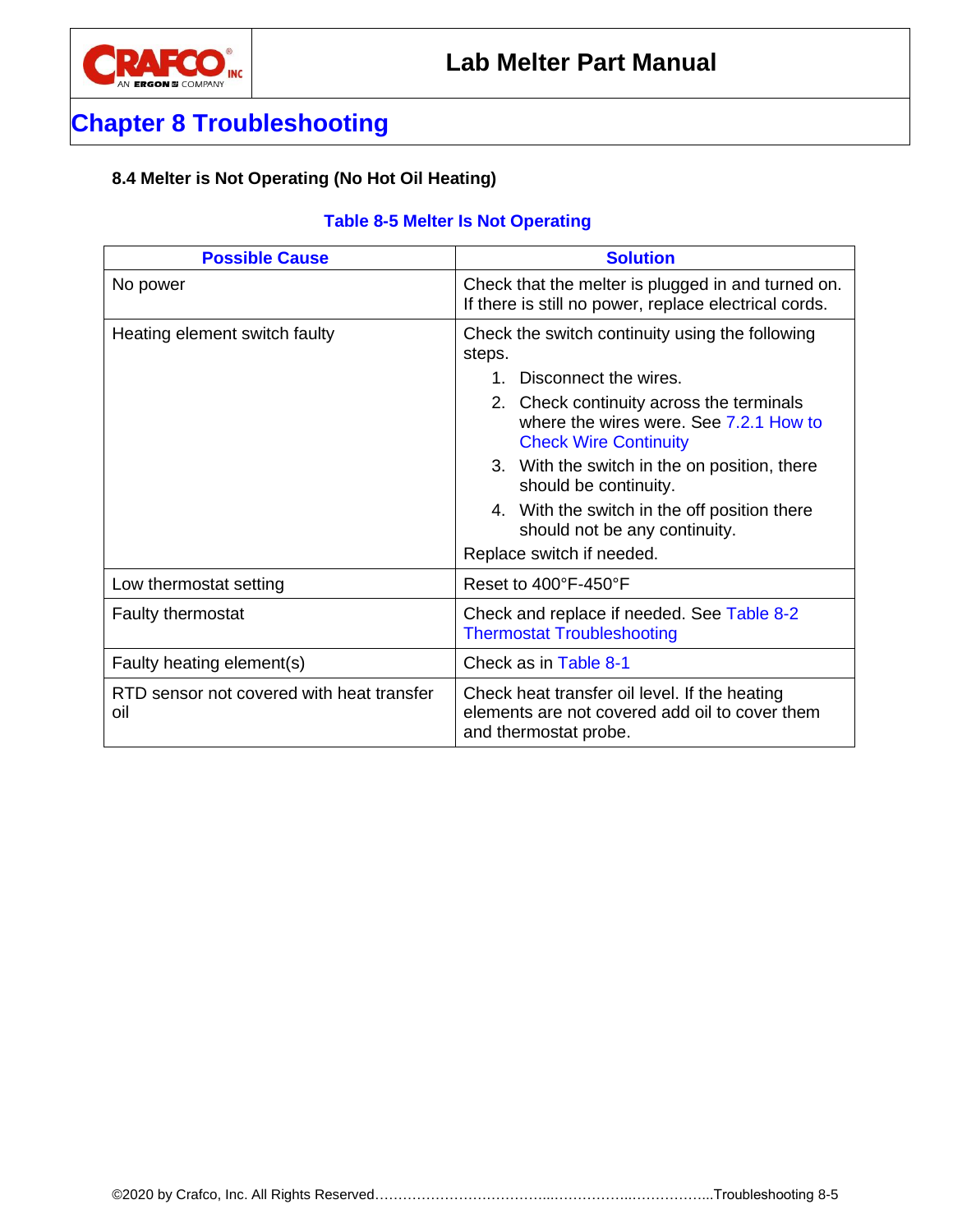## Chapter 8 Troubleshooting

### 8.4 Melter is Not Operating (No Hot Oil Heating)

**Table 8-5 Melter Is Not Operating**

| Possible Cause | Solution |
|---|---|
| No power | Check that the melter is plugged in and turned on. If there is still no power, replace electrical cords. |
| Heating element switch faulty | Check the switch continuity using the following steps.<br>1. Disconnect the wires.<br>2. Check continuity across the terminals where the wires were. See 7.2.1 How to Check Wire Continuity<br>3. With the switch in the on position, there should be continuity.<br>4. With the switch in the off position there should not be any continuity.<br>Replace switch if needed. |
| Low thermostat setting | Reset to 400°F-450°F |
| Faulty thermostat | Check and replace if needed. See Table 8-2 Thermostat Troubleshooting |
| Faulty heating element(s) | Check as in Table 8-1 |
| RTD sensor not covered with heat transfer oil | Check heat transfer oil level. If the heating elements are not covered add oil to cover them and thermostat probe. |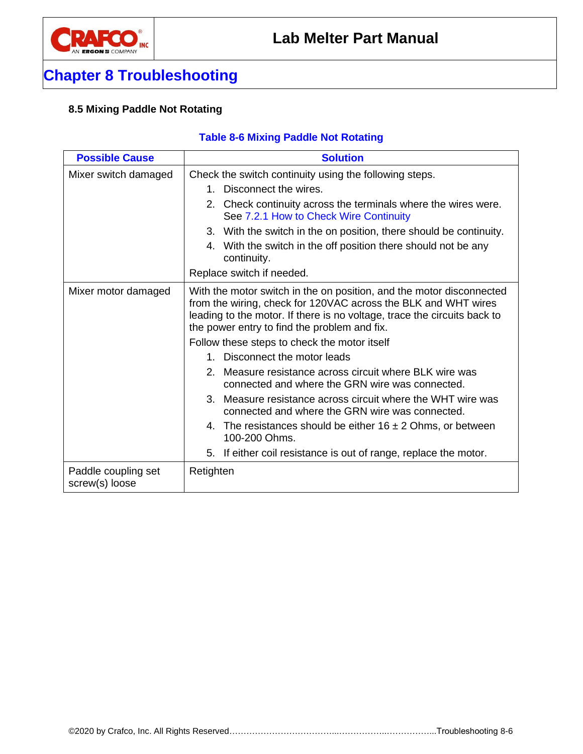## Chapter 8 Troubleshooting

### 8.5 Mixing Paddle Not Rotating

**Table 8-6 Mixing Paddle Not Rotating**

| Possible Cause | Solution |
| --- | --- |
| Mixer switch damaged | Check the switch continuity using the following steps.<br>1. Disconnect the wires.<br>2. Check continuity across the terminals where the wires were. See 7.2.1 How to Check Wire Continuity<br>3. With the switch in the on position, there should be continuity.<br>4. With the switch in the off position there should not be any continuity.<br>Replace switch if needed. |
| Mixer motor damaged | With the motor switch in the on position, and the motor disconnected from the wiring, check for 120VAC across the BLK and WHT wires leading to the motor. If there is no voltage, trace the circuits back to the power entry to find the problem and fix.<br>Follow these steps to check the motor itself<br>1. Disconnect the motor leads<br>2. Measure resistance across circuit where BLK wire was connected and where the GRN wire was connected.<br>3. Measure resistance across circuit where the WHT wire was connected and where the GRN wire was connected.<br>4. The resistances should be either 16 ± 2 Ohms, or between 100-200 Ohms.<br>5. If either coil resistance is out of range, replace the motor. |
| Paddle coupling set screw(s) loose | Retighten |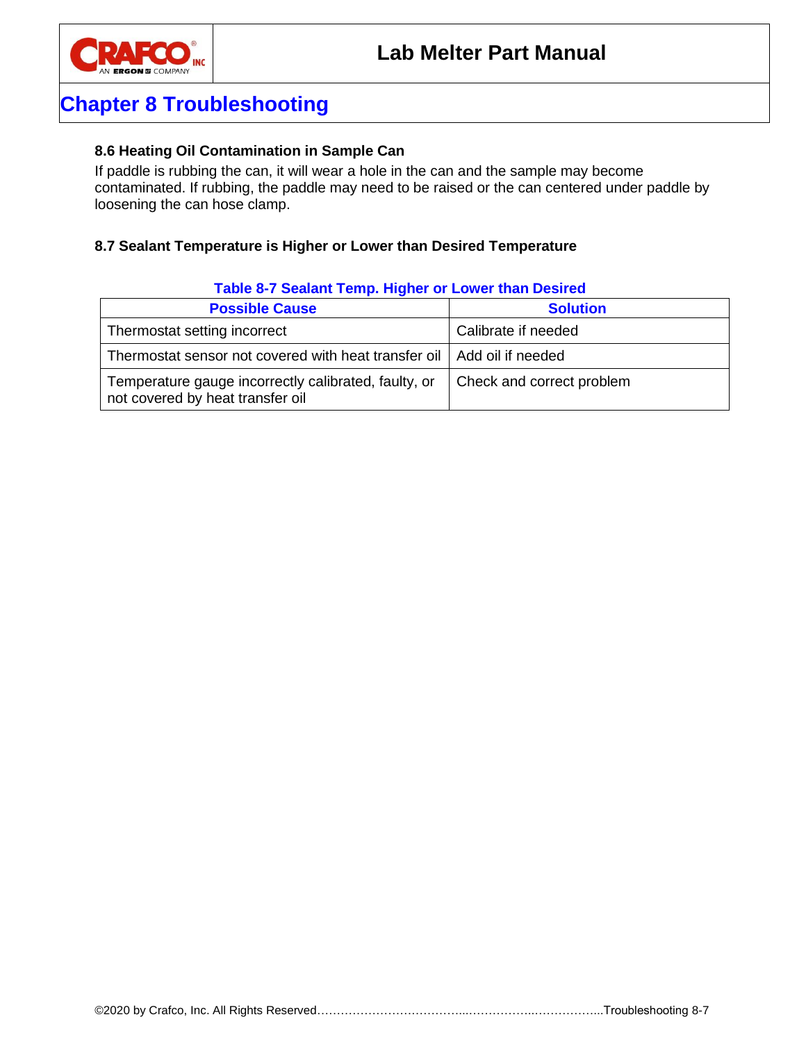# Chapter 8 Troubleshooting

### 8.6 Heating Oil Contamination in Sample Can

If paddle is rubbing the can, it will wear a hole in the can and the sample may become contaminated. If rubbing, the paddle may need to be raised or the can centered under paddle by loosening the can hose clamp.

### 8.7 Sealant Temperature is Higher or Lower than Desired Temperature

**Table 8-7 Sealant Temp. Higher or Lower than Desired**

| Possible Cause | Solution |
| --- | --- |
| Thermostat setting incorrect | Calibrate if needed |
| Thermostat sensor not covered with heat transfer oil | Add oil if needed |
| Temperature gauge incorrectly calibrated, faulty, or not covered by heat transfer oil | Check and correct problem |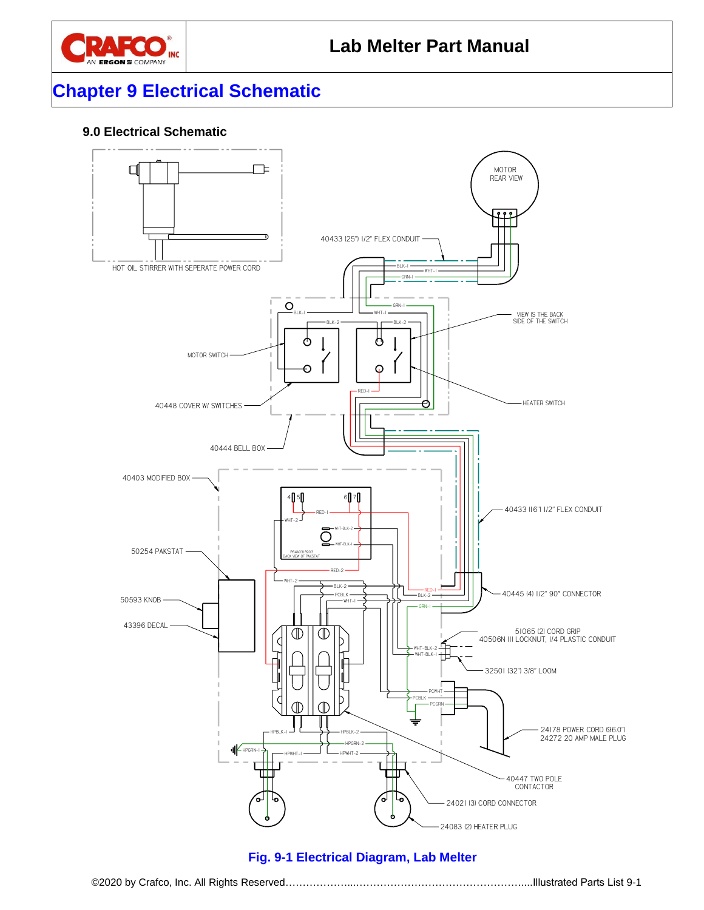# Chapter 9 Electrical Schematic

### 9.0 Electrical Schematic

HOT OIL STIRRER WITH SEPERATE POWER CORD

MOTOR REAR VIEW

40433 (25") 1/2" FLEX CONDUIT

VIEW IS THE BACK SIDE OF THE SWITCH

MOTOR SWITCH

40448 COVER W/ SWITCHES

HEATER SWITCH

40444 BELL BOX

40403 MODIFIED BOX

40433 (16") 1/2" FLEX CONDUIT

50254 PAKSTAT

50593 KNOB

43396 DECAL

40445 (4) 1/2" 90° CONNECTOR

51065 (2) CORD GRIP
40506N (1) LOCKNUT, 1/4 PLASTIC CONDUIT

32501 (32") 3/8" LOOM

24178 POWER CORD (96.0")
24272 20 AMP MALE PLUG

40447 TWO POLE CONTACTOR

24021 (3) CORD CONNECTOR

24083 (2) HEATER PLUG

Fig. 9-1 Electrical Diagram, Lab Melter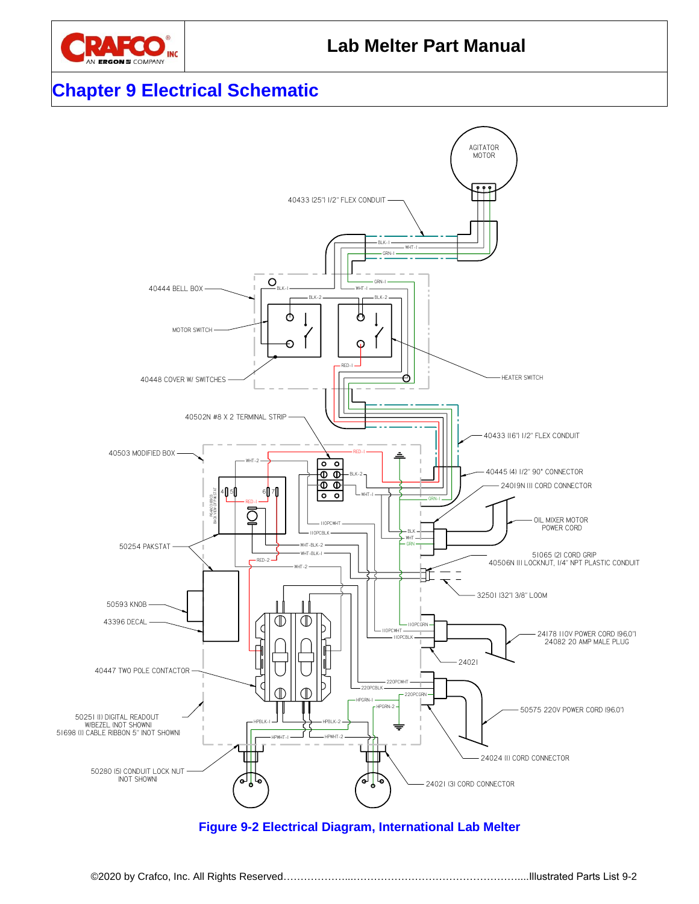# Chapter 9 Electrical Schematic

AGITATOR MOTOR

40433 (25') 1/2" FLEX CONDUIT

40444 BELL BOX

MOTOR SWITCH

40448 COVER W/ SWITCHES

HEATER SWITCH

40502N #8 X 2 TERMINAL STRIP

40433 (16') 1/2" FLEX CONDUIT

40503 MODIFIED BOX

40445 (4) 1/2" 90° CONNECTOR

24019N (1) CORD CONNECTOR

OIL MIXER MOTOR POWER CORD

50254 PAKSTAT

51065 (2) CORD GRIP
40506N (1) LOCKNUT, 1/4" NPT PLASTIC CONDUIT

32501 (32') 3/8" LOOM

50593 KNOB

43396 DECAL

24178 110V POWER CORD (96.0")
24082 20 AMP MALE PLUG

24021

40447 TWO POLE CONTACTOR

50575 220V POWER CORD (96.0")

50251 (1) DIGITAL READOUT
W/BEZEL (NOT SHOWN)
51698 (1) CABLE RIBBON 5" (NOT SHOWN)

24024 (1) CORD CONNECTOR

50280 (5) CONDUIT LOCK NUT
(NOT SHOWN)

24021 (3) CORD CONNECTOR

**Figure 9-2 Electrical Diagram, International Lab Melter**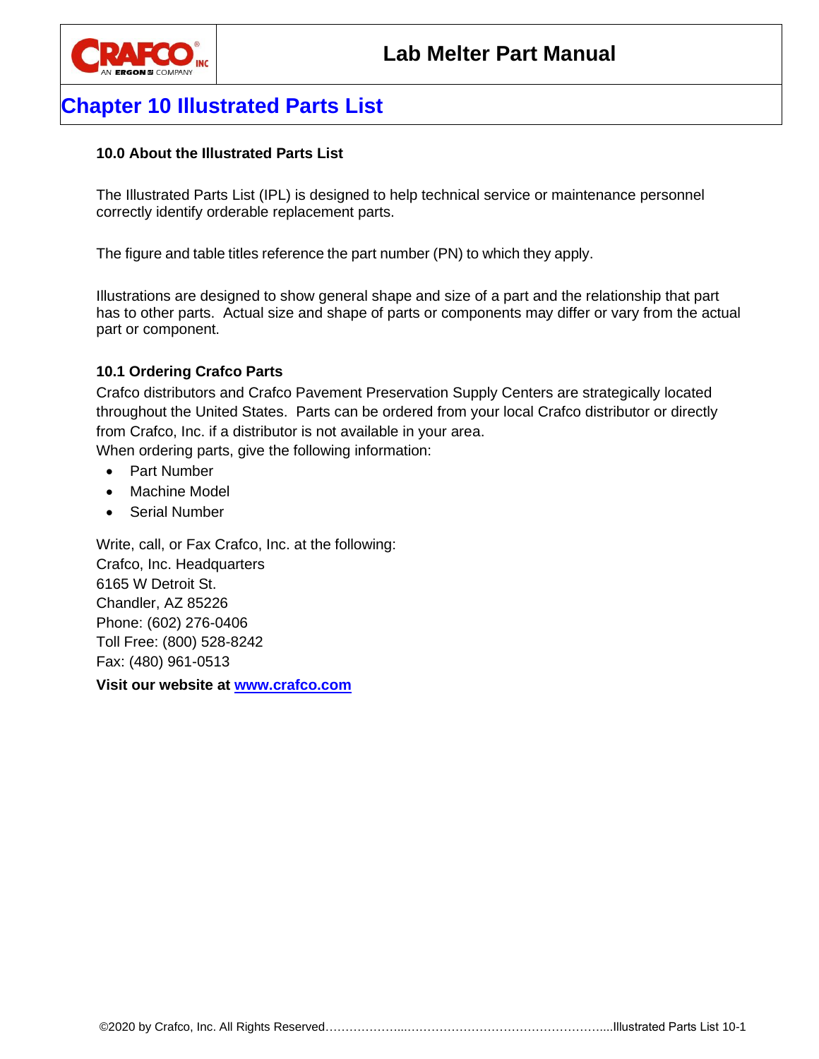# Chapter 10 Illustrated Parts List

### 10.0 About the Illustrated Parts List

The Illustrated Parts List (IPL) is designed to help technical service or maintenance personnel correctly identify orderable replacement parts.

The figure and table titles reference the part number (PN) to which they apply.

Illustrations are designed to show general shape and size of a part and the relationship that part has to other parts. Actual size and shape of parts or components may differ or vary from the actual part or component.

### 10.1 Ordering Crafco Parts

Crafco distributors and Crafco Pavement Preservation Supply Centers are strategically located throughout the United States. Parts can be ordered from your local Crafco distributor or directly from Crafco, Inc. if a distributor is not available in your area.

When ordering parts, give the following information:

- Part Number
- Machine Model
- Serial Number

Write, call, or Fax Crafco, Inc. at the following:
Crafco, Inc. Headquarters
6165 W Detroit St.
Chandler, AZ 85226
Phone: (602) 276-0406
Toll Free: (800) 528-8242
Fax: (480) 961-0513

**Visit our website at [www.crafco.com](http://www.crafco.com)**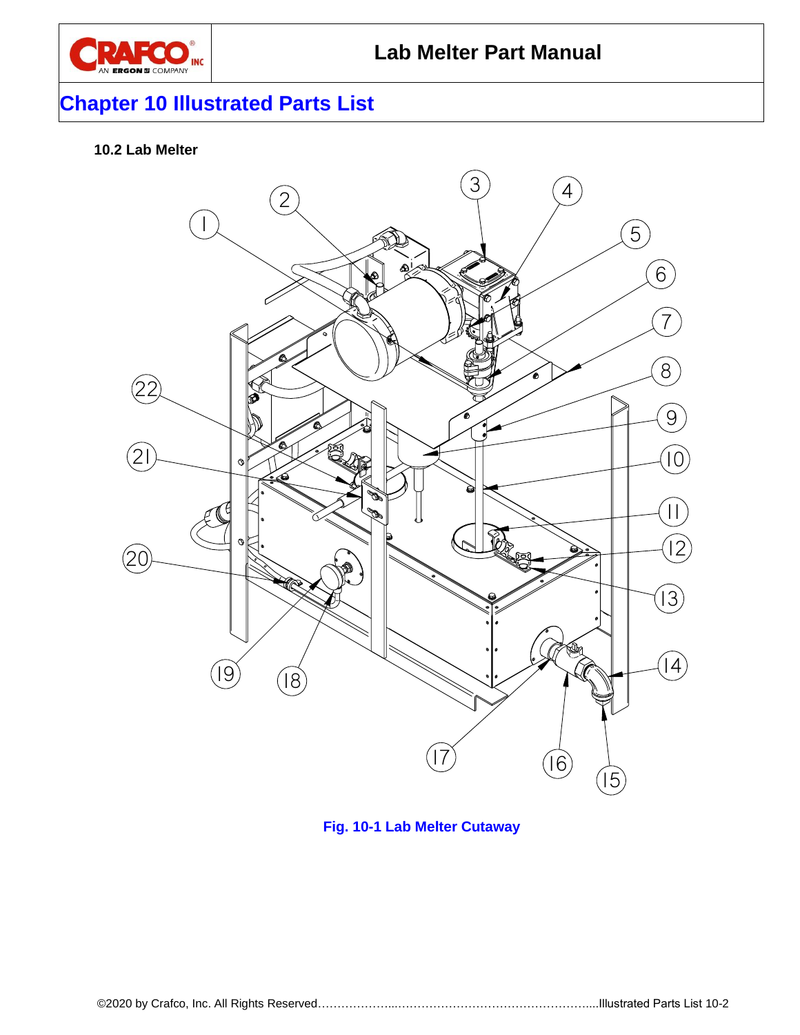# Chapter 10 Illustrated Parts List

### 10.2 Lab Melter

Fig. 10-1 Lab Melter Cutaway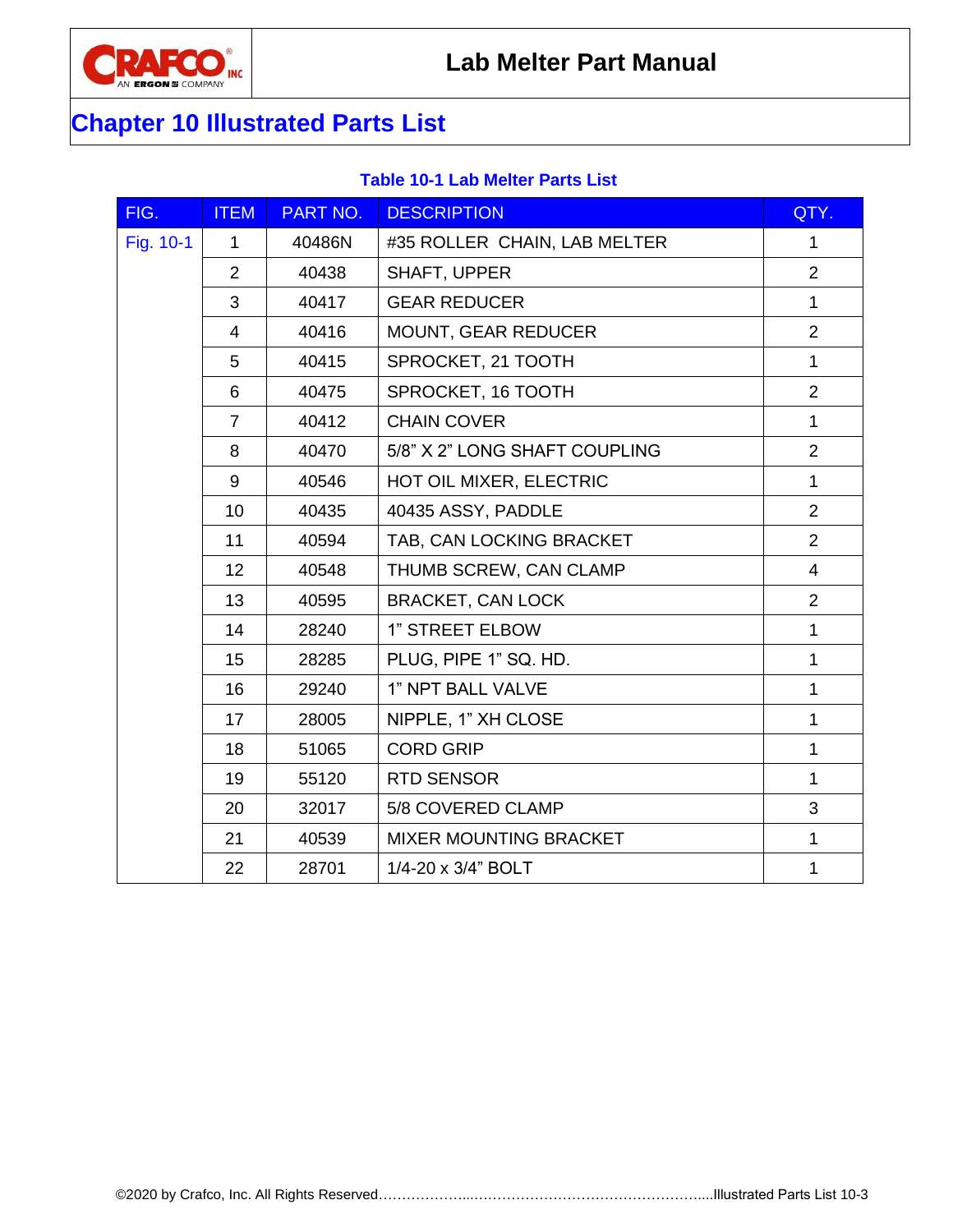## Chapter 10 Illustrated Parts List

**Table 10-1 Lab Melter Parts List**

| FIG. | ITEM | PART NO. | DESCRIPTION | QTY. |
|---|---|---|---|---|
| Fig. 10-1 | 1 | 40486N | #35 ROLLER CHAIN, LAB MELTER | 1 |
| | 2 | 40438 | SHAFT, UPPER | 2 |
| | 3 | 40417 | GEAR REDUCER | 1 |
| | 4 | 40416 | MOUNT, GEAR REDUCER | 2 |
| | 5 | 40415 | SPROCKET, 21 TOOTH | 1 |
| | 6 | 40475 | SPROCKET, 16 TOOTH | 2 |
| | 7 | 40412 | CHAIN COVER | 1 |
| | 8 | 40470 | 5/8" X 2" LONG SHAFT COUPLING | 2 |
| | 9 | 40546 | HOT OIL MIXER, ELECTRIC | 1 |
| | 10 | 40435 | 40435 ASSY, PADDLE | 2 |
| | 11 | 40594 | TAB, CAN LOCKING BRACKET | 2 |
| | 12 | 40548 | THUMB SCREW, CAN CLAMP | 4 |
| | 13 | 40595 | BRACKET, CAN LOCK | 2 |
| | 14 | 28240 | 1" STREET ELBOW | 1 |
| | 15 | 28285 | PLUG, PIPE 1" SQ. HD. | 1 |
| | 16 | 29240 | 1" NPT BALL VALVE | 1 |
| | 17 | 28005 | NIPPLE, 1" XH CLOSE | 1 |
| | 18 | 51065 | CORD GRIP | 1 |
| | 19 | 55120 | RTD SENSOR | 1 |
| | 20 | 32017 | 5/8 COVERED CLAMP | 3 |
| | 21 | 40539 | MIXER MOUNTING BRACKET | 1 |
| | 22 | 28701 | 1/4-20 x 3/4" BOLT | 1 |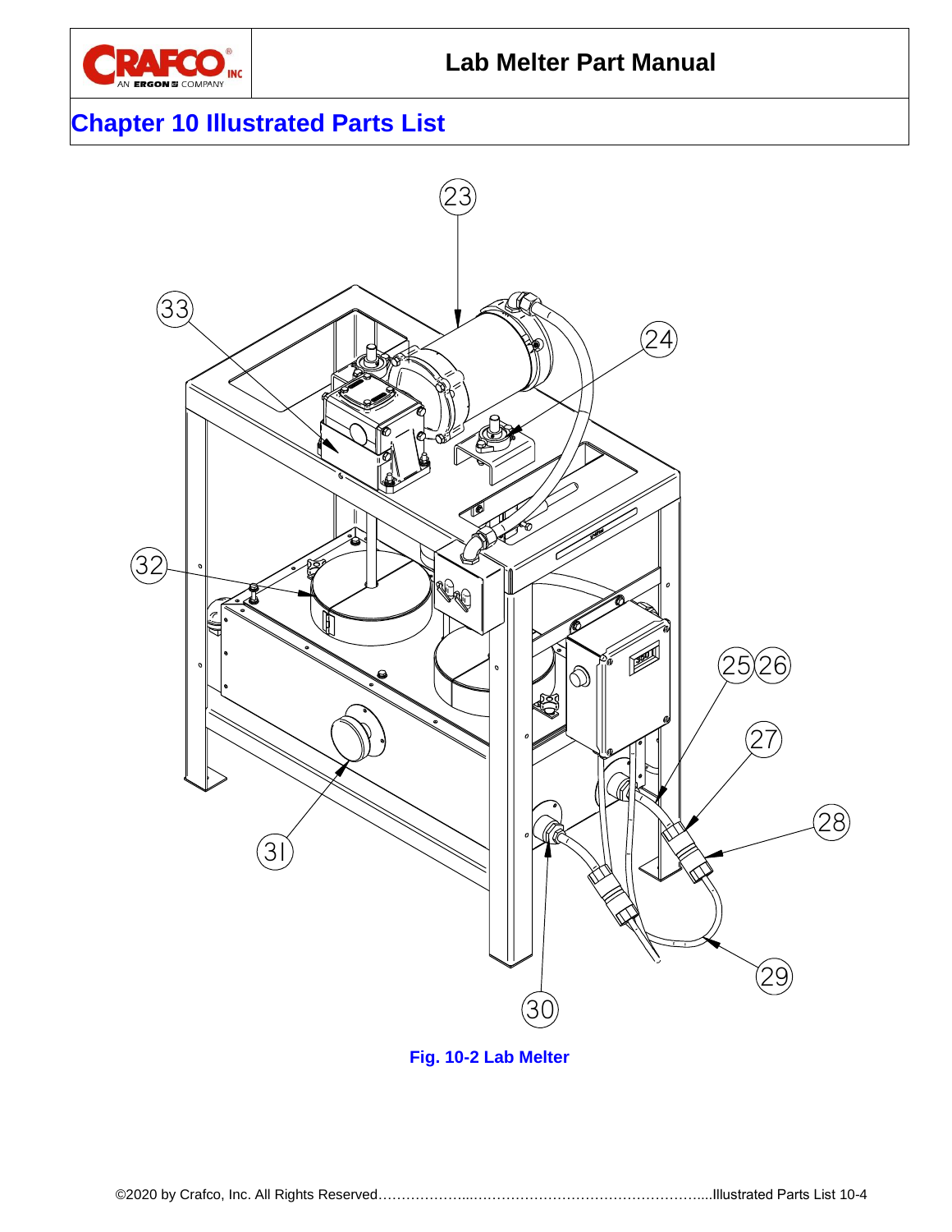# Chapter 10 Illustrated Parts List

23

33

24

32

25 26

27

28

31

29

30

Fig. 10-2 Lab Melter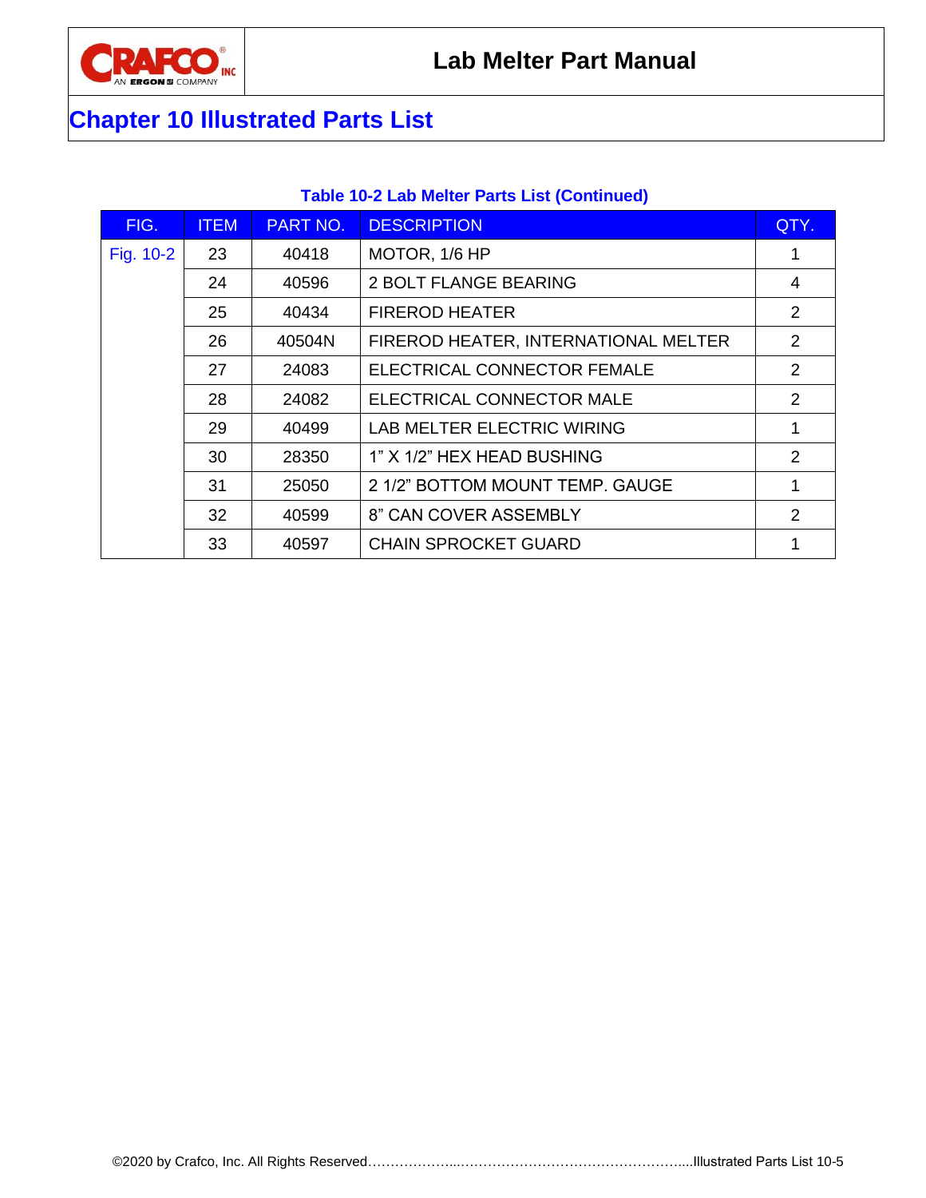## Chapter 10 Illustrated Parts List

**Table 10-2 Lab Melter Parts List (Continued)**

| FIG. | ITEM | PART NO. | DESCRIPTION | QTY. |
| --- | --- | --- | --- | --- |
| Fig. 10-2 | 23 | 40418 | MOTOR, 1/6 HP | 1 |
| | 24 | 40596 | 2 BOLT FLANGE BEARING | 4 |
| | 25 | 40434 | FIREROD HEATER | 2 |
| | 26 | 40504N | FIREROD HEATER, INTERNATIONAL MELTER | 2 |
| | 27 | 24083 | ELECTRICAL CONNECTOR FEMALE | 2 |
| | 28 | 24082 | ELECTRICAL CONNECTOR MALE | 2 |
| | 29 | 40499 | LAB MELTER ELECTRIC WIRING | 1 |
| | 30 | 28350 | 1" X 1/2" HEX HEAD BUSHING | 2 |
| | 31 | 25050 | 2 1/2" BOTTOM MOUNT TEMP. GAUGE | 1 |
| | 32 | 40599 | 8" CAN COVER ASSEMBLY | 2 |
| | 33 | 40597 | CHAIN SPROCKET GUARD | 1 |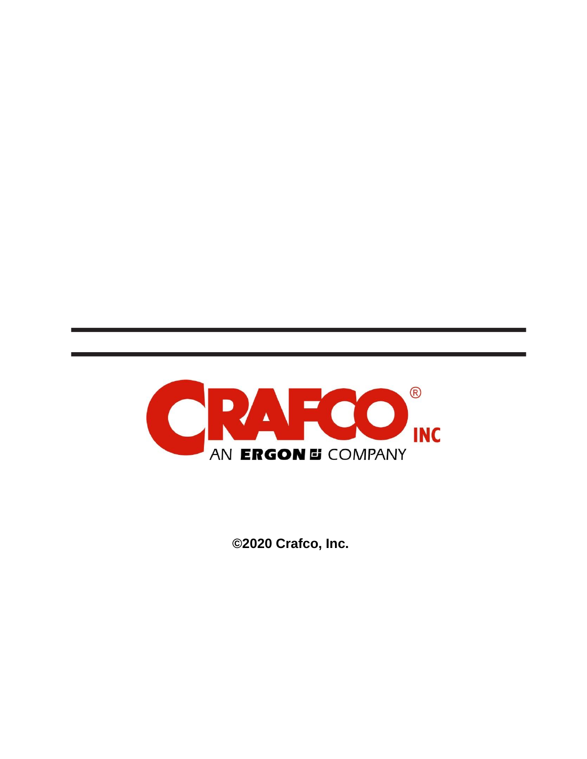CRAFCO® INC

AN ERGON COMPANY

**©2020 Crafco, Inc.**